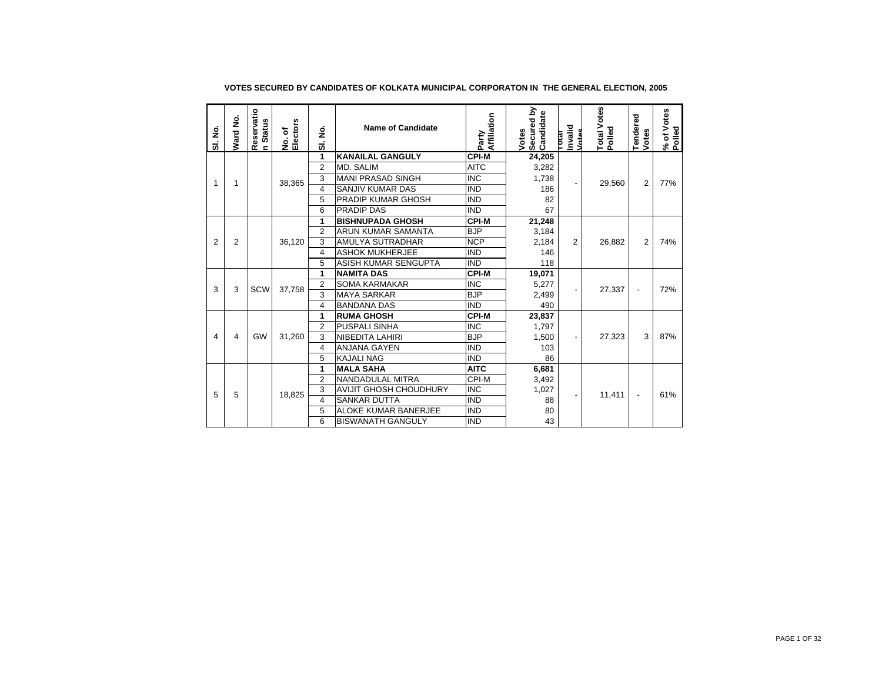# VOTES SECURED BY CANDIDATES OF KOLKATA MUNICIPAL CORPORATON IN THE GENERAL ELECTION, 2005

| Sl. No. | Ward No. | Reservation Status | No. of Electors | Sl. No. | Name of Candidate | Party Affiliation | Votes Secured by Candidate | Total Invalid Votes | Total Votes Polled | Tendered Votes | % of Votes Polled |
|---|---|---|---|---|---|---|---|---|---|---|---|
| 1 | 1 | | 38,365 | **1** | **KANAILAL GANGULY** | **CPI-M** | **24,205** | - | 29,560 | 2 | 77% |
| | | | | 2 | MD. SALIM | AITC | 3,282 | | | | |
| | | | | 3 | MANI PRASAD SINGH | INC | 1,738 | | | | |
| | | | | 4 | SANJIV KUMAR DAS | IND | 186 | | | | |
| | | | | 5 | PRADIP KUMAR GHOSH | IND | 82 | | | | |
| | | | | 6 | PRADIP DAS | IND | 67 | | | | |
| 2 | 2 | | 36,120 | **1** | **BISHNUPADA GHOSH** | **CPI-M** | **21,248** | 2 | 26,882 | 2 | 74% |
| | | | | 2 | ARUN KUMAR SAMANTA | BJP | 3,184 | | | | |
| | | | | 3 | AMULYA SUTRADHAR | NCP | 2,184 | | | | |
| | | | | 4 | ASHOK MUKHERJEE | IND | 146 | | | | |
| | | | | 5 | ASISH KUMAR SENGUPTA | IND | 118 | | | | |
| 3 | 3 | SCW | 37,758 | **1** | **NAMITA DAS** | **CPI-M** | **19,071** | - | 27,337 | - | 72% |
| | | | | 2 | SOMA KARMAKAR | INC | 5,277 | | | | |
| | | | | 3 | MAYA SARKAR | BJP | 2,499 | | | | |
| | | | | 4 | BANDANA DAS | IND | 490 | | | | |
| 4 | 4 | GW | 31,260 | **1** | **RUMA GHOSH** | **CPI-M** | **23,837** | - | 27,323 | 3 | 87% |
| | | | | 2 | PUSPALI SINHA | INC | 1,797 | | | | |
| | | | | 3 | NIBEDITA LAHIRI | BJP | 1,500 | | | | |
| | | | | 4 | ANJANA GAYEN | IND | 103 | | | | |
| | | | | 5 | KAJALI NAG | IND | 86 | | | | |
| 5 | 5 | | 18,825 | **1** | **MALA SAHA** | **AITC** | **6,681** | - | 11,411 | - | 61% |
| | | | | 2 | NANDADULAL MITRA | CPI-M | 3,492 | | | | |
| | | | | 3 | AVIJIT GHOSH CHOUDHURY | INC | 1,027 | | | | |
| | | | | 4 | SANKAR DUTTA | IND | 88 | | | | |
| | | | | 5 | ALOKE KUMAR BANERJEE | IND | 80 | | | | |
| | | | | 6 | BISWANATH GANGULY | IND | 43 | | | | |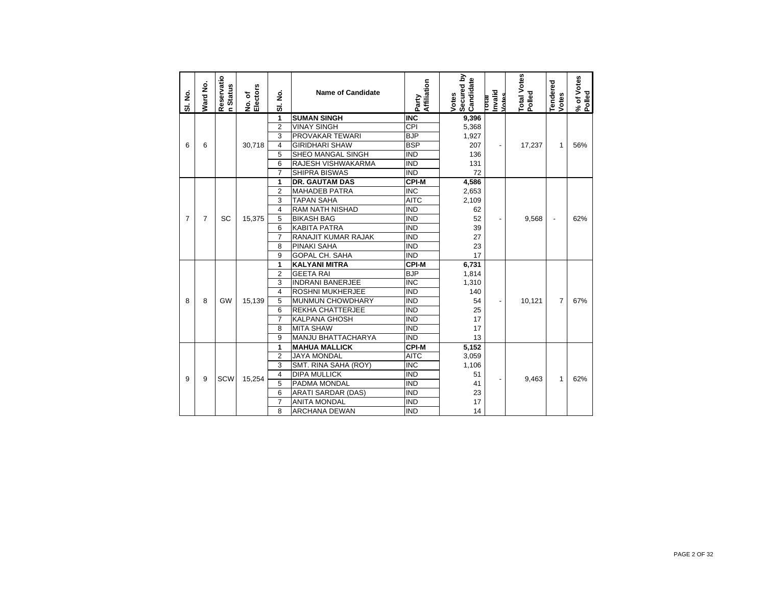| Sl. No. | Ward No. | Reservation Status | No. of Electors | Sl. No. | Name of Candidate | Party Affiliation | Votes Secured by Candidate | Total Invalid Votes | Total Votes Polled | Tendered Votes | % of Votes Polled |
|---|---|---|---|---|---|---|---|---|---|---|---|
| 6 | 6 | | 30,718 | **1** | **SUMAN SINGH** | **INC** | **9,396** | - | 17,237 | 1 | 56% |
| | | | | 2 | VINAY SINGH | CPI | 5,368 | | | | |
| | | | | 3 | PROVAKAR TEWARI | BJP | 1,927 | | | | |
| | | | | 4 | GIRIDHARI SHAW | BSP | 207 | | | | |
| | | | | 5 | SHEO MANGAL SINGH | IND | 136 | | | | |
| | | | | 6 | RAJESH VISHWAKARMA | IND | 131 | | | | |
| | | | | 7 | SHIPRA BISWAS | IND | 72 | | | | |
| 7 | 7 | SC | 15,375 | **1** | **DR. GAUTAM DAS** | **CPI-M** | **4,586** | - | 9,568 | - | 62% |
| | | | | 2 | MAHADEB PATRA | INC | 2,653 | | | | |
| | | | | 3 | TAPAN SAHA | AITC | 2,109 | | | | |
| | | | | 4 | RAM NATH NISHAD | IND | 62 | | | | |
| | | | | 5 | BIKASH BAG | IND | 52 | | | | |
| | | | | 6 | KABITA PATRA | IND | 39 | | | | |
| | | | | 7 | RANAJIT KUMAR RAJAK | IND | 27 | | | | |
| | | | | 8 | PINAKI SAHA | IND | 23 | | | | |
| | | | | 9 | GOPAL CH. SAHA | IND | 17 | | | | |
| 8 | 8 | GW | 15,139 | **1** | **KALYANI MITRA** | **CPI-M** | **6,731** | - | 10,121 | 7 | 67% |
| | | | | 2 | GEETA RAI | BJP | 1,814 | | | | |
| | | | | 3 | INDRANI BANERJEE | INC | 1,310 | | | | |
| | | | | 4 | ROSHNI MUKHERJEE | IND | 140 | | | | |
| | | | | 5 | MUNMUN CHOWDHARY | IND | 54 | | | | |
| | | | | 6 | REKHA CHATTERJEE | IND | 25 | | | | |
| | | | | 7 | KALPANA GHOSH | IND | 17 | | | | |
| | | | | 8 | MITA SHAW | IND | 17 | | | | |
| | | | | 9 | MANJU BHATTACHARYA | IND | 13 | | | | |
| 9 | 9 | SCW | 15,254 | **1** | **MAHUA MALLICK** | **CPI-M** | **5,152** | - | 9,463 | 1 | 62% |
| | | | | 2 | JAYA MONDAL | AITC | 3,059 | | | | |
| | | | | 3 | SMT. RINA SAHA (ROY) | INC | 1,106 | | | | |
| | | | | 4 | DIPA MULLICK | IND | 51 | | | | |
| | | | | 5 | PADMA MONDAL | IND | 41 | | | | |
| | | | | 6 | ARATI SARDAR (DAS) | IND | 23 | | | | |
| | | | | 7 | ANITA MONDAL | IND | 17 | | | | |
| | | | | 8 | ARCHANA DEWAN | IND | 14 | | | | |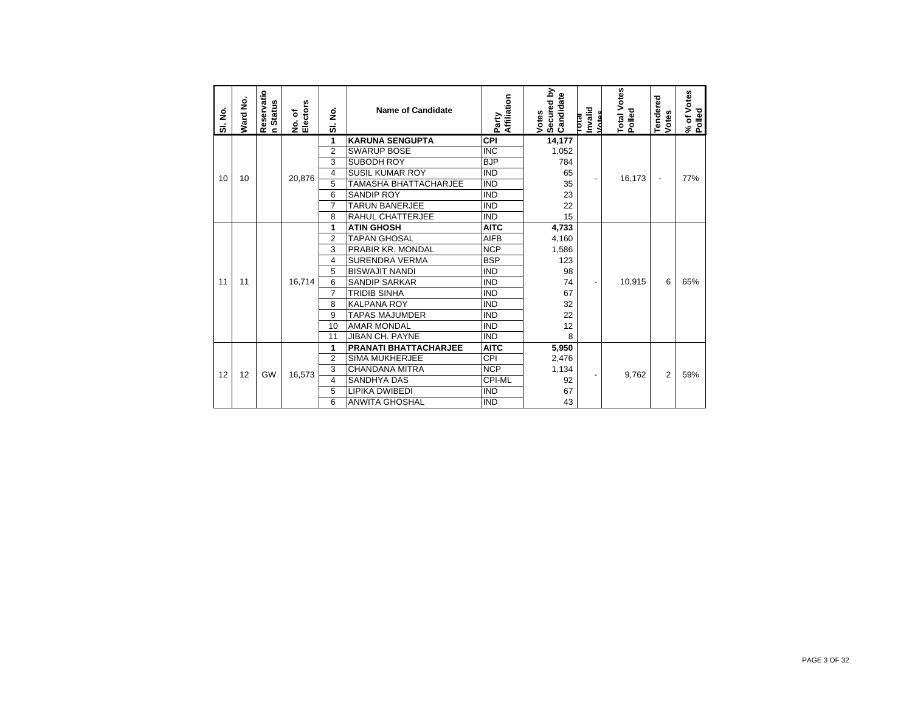| Sl. No. | Ward No. | Reservation Status | No. of Electors | Sl. No. | Name of Candidate | Party Affiliation | Votes Secured by Candidate | Total Invalid Votes | Total Votes Polled | Tendered Votes | % of Votes Polled |
|---|---|---|---|---|---|---|---|---|---|---|---|
| 10 | 10 | | 20,876 | **1** | **KARUNA SENGUPTA** | **CPI** | **14,177** | - | 16,173 | - | 77% |
| | | | | 2 | SWARUP BOSE | INC | 1,052 | | | | |
| | | | | 3 | SUBODH ROY | BJP | 784 | | | | |
| | | | | 4 | SUSIL KUMAR ROY | IND | 65 | | | | |
| | | | | 5 | TAMASHA BHATTACHARJEE | IND | 35 | | | | |
| | | | | 6 | SANDIP ROY | IND | 23 | | | | |
| | | | | 7 | TARUN BANERJEE | IND | 22 | | | | |
| | | | | 8 | RAHUL CHATTERJEE | IND | 15 | | | | |
| 11 | 11 | | 16,714 | **1** | **ATIN GHOSH** | **AITC** | **4,733** | - | 10,915 | 6 | 65% |
| | | | | 2 | TAPAN GHOSAL | AIFB | 4,160 | | | | |
| | | | | 3 | PRABIR KR. MONDAL | NCP | 1,586 | | | | |
| | | | | 4 | SURENDRA VERMA | BSP | 123 | | | | |
| | | | | 5 | BISWAJIT NANDI | IND | 98 | | | | |
| | | | | 6 | SANDIP SARKAR | IND | 74 | | | | |
| | | | | 7 | TRIDIB SINHA | IND | 67 | | | | |
| | | | | 8 | KALPANA ROY | IND | 32 | | | | |
| | | | | 9 | TAPAS MAJUMDER | IND | 22 | | | | |
| | | | | 10 | AMAR MONDAL | IND | 12 | | | | |
| | | | | 11 | JIBAN CH. PAYNE | IND | 8 | | | | |
| 12 | 12 | GW | 16,573 | **1** | **PRANATI BHATTACHARJEE** | **AITC** | **5,950** | - | 9,762 | 2 | 59% |
| | | | | 2 | SIMA MUKHERJEE | CPI | 2,476 | | | | |
| | | | | 3 | CHANDANA MITRA | NCP | 1,134 | | | | |
| | | | | 4 | SANDHYA DAS | CPI-ML | 92 | | | | |
| | | | | 5 | LIPIKA DWIBEDI | IND | 67 | | | | |
| | | | | 6 | ANWITA GHOSHAL | IND | 43 | | | | |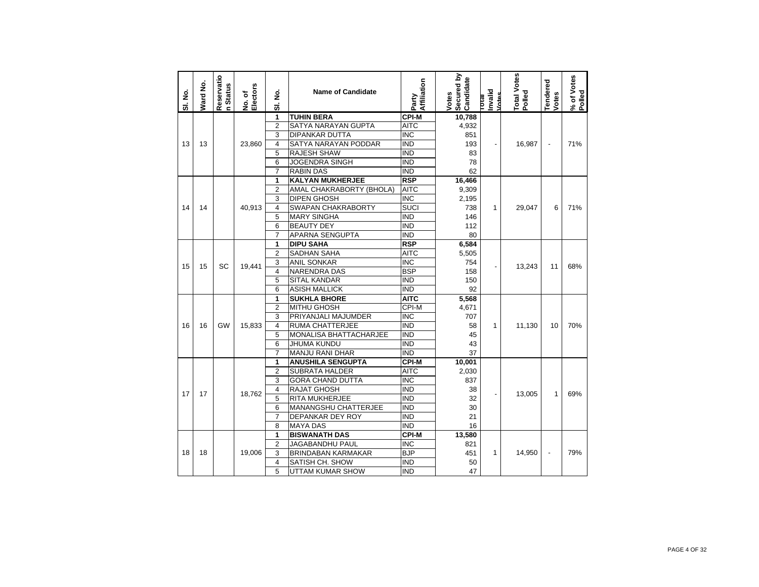| Sl. No. | Ward No. | Reservation Status | No. of Electors | Sl. No. | Name of Candidate | Party Affiliation | Votes Secured by Candidate | Total Invalid Votes | Total Votes Polled | Tendered Votes | % of Votes Polled |
|---|---|---|---|---|---|---|---|---|---|---|---|
| 13 | 13 | | 23,860 | **1** | **TUHIN BERA** | **CPI-M** | **10,788** | - | 16,987 | - | 71% |
| | | | | 2 | SATYA NARAYAN GUPTA | AITC | 4,932 | | | | |
| | | | | 3 | DIPANKAR DUTTA | INC | 851 | | | | |
| | | | | 4 | SATYA NARAYAN PODDAR | IND | 193 | | | | |
| | | | | 5 | RAJESH SHAW | IND | 83 | | | | |
| | | | | 6 | JOGENDRA SINGH | IND | 78 | | | | |
| | | | | 7 | RABIN DAS | IND | 62 | | | | |
| 14 | 14 | | 40,913 | **1** | **KALYAN MUKHERJEE** | **RSP** | **16,466** | 1 | 29,047 | 6 | 71% |
| | | | | 2 | AMAL CHAKRABORTY (BHOLA) | AITC | 9,309 | | | | |
| | | | | 3 | DIPEN GHOSH | INC | 2,195 | | | | |
| | | | | 4 | SWAPAN CHAKRABORTY | SUCI | 738 | | | | |
| | | | | 5 | MARY SINGHA | IND | 146 | | | | |
| | | | | 6 | BEAUTY DEY | IND | 112 | | | | |
| | | | | 7 | APARNA SENGUPTA | IND | 80 | | | | |
| 15 | 15 | SC | 19,441 | **1** | **DIPU SAHA** | **RSP** | **6,584** | - | 13,243 | 11 | 68% |
| | | | | 2 | SADHAN SAHA | AITC | 5,505 | | | | |
| | | | | 3 | ANIL SONKAR | INC | 754 | | | | |
| | | | | 4 | NARENDRA DAS | BSP | 158 | | | | |
| | | | | 5 | SITAL KANDAR | IND | 150 | | | | |
| | | | | 6 | ASISH MALLICK | IND | 92 | | | | |
| 16 | 16 | GW | 15,833 | **1** | **SUKHLA BHORE** | **AITC** | **5,568** | 1 | 11,130 | 10 | 70% |
| | | | | 2 | MITHU GHOSH | CPI-M | 4,671 | | | | |
| | | | | 3 | PRIYANJALI MAJUMDER | INC | 707 | | | | |
| | | | | 4 | RUMA CHATTERJEE | IND | 58 | | | | |
| | | | | 5 | MONALISA BHATTACHARJEE | IND | 45 | | | | |
| | | | | 6 | JHUMA KUNDU | IND | 43 | | | | |
| | | | | 7 | MANJU RANI DHAR | IND | 37 | | | | |
| 17 | 17 | | 18,762 | **1** | **ANUSHILA SENGUPTA** | **CPI-M** | **10,001** | - | 13,005 | 1 | 69% |
| | | | | 2 | SUBRATA HALDER | AITC | 2,030 | | | | |
| | | | | 3 | GORA CHAND DUTTA | INC | 837 | | | | |
| | | | | 4 | RAJAT GHOSH | IND | 38 | | | | |
| | | | | 5 | RITA MUKHERJEE | IND | 32 | | | | |
| | | | | 6 | MANANGSHU CHATTERJEE | IND | 30 | | | | |
| | | | | 7 | DEPANKAR DEY ROY | IND | 21 | | | | |
| | | | | 8 | MAYA DAS | IND | 16 | | | | |
| 18 | 18 | | 19,006 | **1** | **BISWANATH DAS** | **CPI-M** | **13,580** | 1 | 14,950 | - | 79% |
| | | | | 2 | JAGABANDHU PAUL | INC | 821 | | | | |
| | | | | 3 | BRINDABAN KARMAKAR | BJP | 451 | | | | |
| | | | | 4 | SATISH CH. SHOW | IND | 50 | | | | |
| | | | | 5 | UTTAM KUMAR SHOW | IND | 47 | | | | |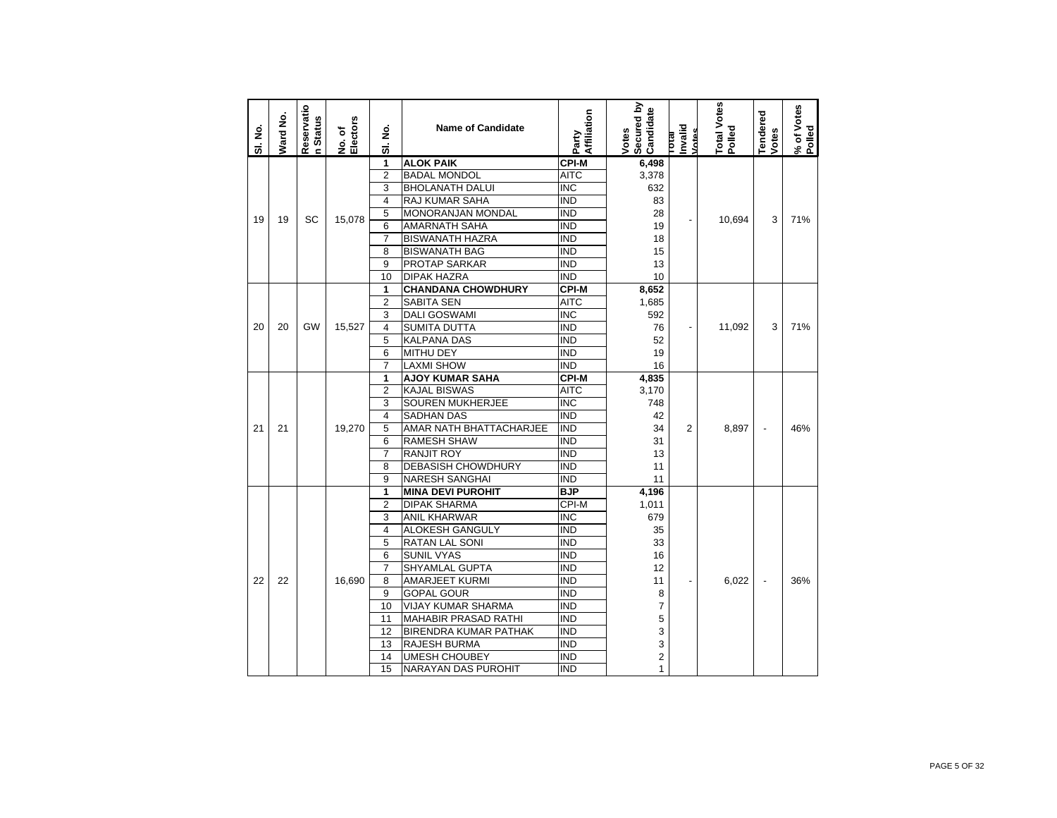| Sl. No. | Ward No. | Reservation Status | No. of Electors | Sl. No. | Name of Candidate | Party Affiliation | Votes Secured by Candidate | Total Invalid Votes | Total Votes Polled | Tendered Votes | % of Votes Polled |
|---|---|---|---|---|---|---|---|---|---|---|---|
| 19 | 19 | SC | 15,078 | 1 | **ALOK PAIK** | **CPI-M** | **6,498** | - | 10,694 | 3 | 71% |
| | | | | 2 | BADAL MONDOL | AITC | 3,378 | | | | |
| | | | | 3 | BHOLANATH DALUI | INC | 632 | | | | |
| | | | | 4 | RAJ KUMAR SAHA | IND | 83 | | | | |
| | | | | 5 | MONORANJAN MONDAL | IND | 28 | | | | |
| | | | | 6 | AMARNATH SAHA | IND | 19 | | | | |
| | | | | 7 | BISWANATH HAZRA | IND | 18 | | | | |
| | | | | 8 | BISWANATH BAG | IND | 15 | | | | |
| | | | | 9 | PROTAP SARKAR | IND | 13 | | | | |
| | | | | 10 | DIPAK HAZRA | IND | 10 | | | | |
| 20 | 20 | GW | 15,527 | 1 | **CHANDANA CHOWDHURY** | **CPI-M** | **8,652** | - | 11,092 | 3 | 71% |
| | | | | 2 | SABITA SEN | AITC | 1,685 | | | | |
| | | | | 3 | DALI GOSWAMI | INC | 592 | | | | |
| | | | | 4 | SUMITA DUTTA | IND | 76 | | | | |
| | | | | 5 | KALPANA DAS | IND | 52 | | | | |
| | | | | 6 | MITHU DEY | IND | 19 | | | | |
| | | | | 7 | LAXMI SHOW | IND | 16 | | | | |
| 21 | 21 | | 19,270 | 1 | **AJOY KUMAR SAHA** | **CPI-M** | **4,835** | 2 | 8,897 | - | 46% |
| | | | | 2 | KAJAL BISWAS | AITC | 3,170 | | | | |
| | | | | 3 | SOUREN MUKHERJEE | INC | 748 | | | | |
| | | | | 4 | SADHAN DAS | IND | 42 | | | | |
| | | | | 5 | AMAR NATH BHATTACHARJEE | IND | 34 | | | | |
| | | | | 6 | RAMESH SHAW | IND | 31 | | | | |
| | | | | 7 | RANJIT ROY | IND | 13 | | | | |
| | | | | 8 | DEBASISH CHOWDHURY | IND | 11 | | | | |
| | | | | 9 | NARESH SANGHAI | IND | 11 | | | | |
| 22 | 22 | | 16,690 | 1 | **MINA DEVI PUROHIT** | **BJP** | **4,196** | - | 6,022 | - | 36% |
| | | | | 2 | DIPAK SHARMA | CPI-M | 1,011 | | | | |
| | | | | 3 | ANIL KHARWAR | INC | 679 | | | | |
| | | | | 4 | ALOKESH GANGULY | IND | 35 | | | | |
| | | | | 5 | RATAN LAL SONI | IND | 33 | | | | |
| | | | | 6 | SUNIL VYAS | IND | 16 | | | | |
| | | | | 7 | SHYAMLAL GUPTA | IND | 12 | | | | |
| | | | | 8 | AMARJEET KURMI | IND | 11 | | | | |
| | | | | 9 | GOPAL GOUR | IND | 8 | | | | |
| | | | | 10 | VIJAY KUMAR SHARMA | IND | 7 | | | | |
| | | | | 11 | MAHABIR PRASAD RATHI | IND | 5 | | | | |
| | | | | 12 | BIRENDRA KUMAR PATHAK | IND | 3 | | | | |
| | | | | 13 | RAJESH BURMA | IND | 3 | | | | |
| | | | | 14 | UMESH CHOUBEY | IND | 2 | | | | |
| | | | | 15 | NARAYAN DAS PUROHIT | IND | 1 | | | | |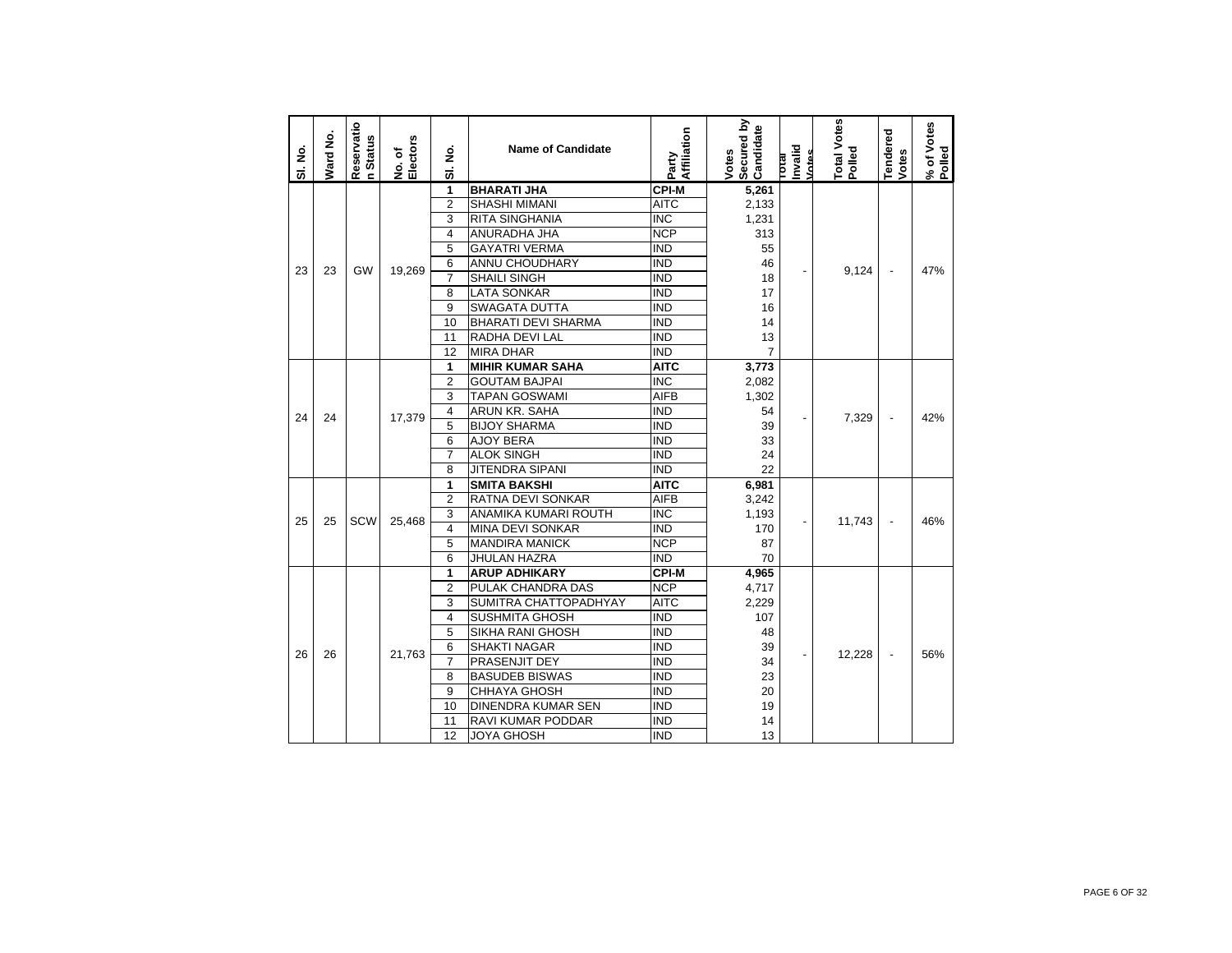| Sl. No. | Ward No. | Reservation Status | No. of Electors | Sl. No. | Name of Candidate | Party Affiliation | Votes Secured by Candidate | Total Invalid Votes | Total Votes Polled | Tendered Votes | % of Votes Polled |
|---|---|---|---|---|---|---|---|---|---|---|---|
| 23 | 23 | GW | 19,269 | 1 | **BHARATI JHA** | **CPI-M** | **5,261** | - | 9,124 | - | 47% |
| | | | | 2 | SHASHI MIMANI | AITC | 2,133 | | | | |
| | | | | 3 | RITA SINGHANIA | INC | 1,231 | | | | |
| | | | | 4 | ANURADHA JHA | NCP | 313 | | | | |
| | | | | 5 | GAYATRI VERMA | IND | 55 | | | | |
| | | | | 6 | ANNU CHOUDHARY | IND | 46 | | | | |
| | | | | 7 | SHAILI SINGH | IND | 18 | | | | |
| | | | | 8 | LATA SONKAR | IND | 17 | | | | |
| | | | | 9 | SWAGATA DUTTA | IND | 16 | | | | |
| | | | | 10 | BHARATI DEVI SHARMA | IND | 14 | | | | |
| | | | | 11 | RADHA DEVI LAL | IND | 13 | | | | |
| | | | | 12 | MIRA DHAR | IND | 7 | | | | |
| 24 | 24 | | 17,379 | 1 | **MIHIR KUMAR SAHA** | **AITC** | **3,773** | - | 7,329 | - | 42% |
| | | | | 2 | GOUTAM BAJPAI | INC | 2,082 | | | | |
| | | | | 3 | TAPAN GOSWAMI | AIFB | 1,302 | | | | |
| | | | | 4 | ARUN KR. SAHA | IND | 54 | | | | |
| | | | | 5 | BIJOY SHARMA | IND | 39 | | | | |
| | | | | 6 | AJOY BERA | IND | 33 | | | | |
| | | | | 7 | ALOK SINGH | IND | 24 | | | | |
| | | | | 8 | JITENDRA SIPANI | IND | 22 | | | | |
| 25 | 25 | SCW | 25,468 | 1 | **SMITA BAKSHI** | **AITC** | **6,981** | - | 11,743 | - | 46% |
| | | | | 2 | RATNA DEVI SONKAR | AIFB | 3,242 | | | | |
| | | | | 3 | ANAMIKA KUMARI ROUTH | INC | 1,193 | | | | |
| | | | | 4 | MINA DEVI SONKAR | IND | 170 | | | | |
| | | | | 5 | MANDIRA MANICK | NCP | 87 | | | | |
| | | | | 6 | JHULAN HAZRA | IND | 70 | | | | |
| 26 | 26 | | 21,763 | 1 | **ARUP ADHIKARY** | **CPI-M** | **4,965** | - | 12,228 | - | 56% |
| | | | | 2 | PULAK CHANDRA DAS | NCP | 4,717 | | | | |
| | | | | 3 | SUMITRA CHATTOPADHYAY | AITC | 2,229 | | | | |
| | | | | 4 | SUSHMITA GHOSH | IND | 107 | | | | |
| | | | | 5 | SIKHA RANI GHOSH | IND | 48 | | | | |
| | | | | 6 | SHAKTI NAGAR | IND | 39 | | | | |
| | | | | 7 | PRASENJIT DEY | IND | 34 | | | | |
| | | | | 8 | BASUDEB BISWAS | IND | 23 | | | | |
| | | | | 9 | CHHAYA GHOSH | IND | 20 | | | | |
| | | | | 10 | DINENDRA KUMAR SEN | IND | 19 | | | | |
| | | | | 11 | RAVI KUMAR PODDAR | IND | 14 | | | | |
| | | | | 12 | JOYA GHOSH | IND | 13 | | | | |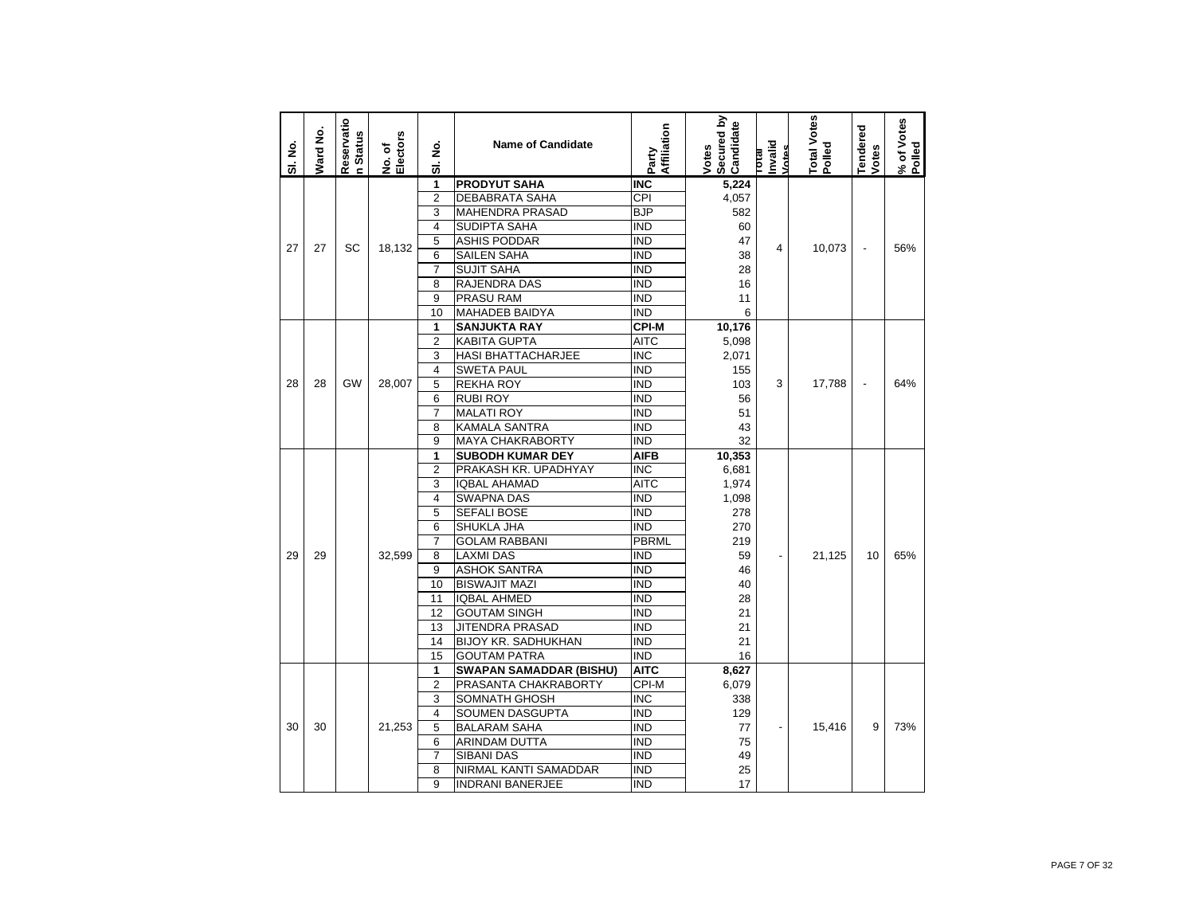| Sl. No. | Ward No. | Reservation Status | No. of Electors | Sl. No. | Name of Candidate | Party Affiliation | Votes Secured by Candidate | Total Invalid Votes | Total Votes Polled | Tendered Votes | % of Votes Polled |
|---|---|---|---|---|---|---|---|---|---|---|---|
| 27 | 27 | SC | 18,132 | 1 | **PRODYUT SAHA** | **INC** | **5,224** | 4 | 10,073 | - | 56% |
| | | | | 2 | DEBABRATA SAHA | CPI | 4,057 | | | | |
| | | | | 3 | MAHENDRA PRASAD | BJP | 582 | | | | |
| | | | | 4 | SUDIPTA SAHA | IND | 60 | | | | |
| | | | | 5 | ASHIS PODDAR | IND | 47 | | | | |
| | | | | 6 | SAILEN SAHA | IND | 38 | | | | |
| | | | | 7 | SUJIT SAHA | IND | 28 | | | | |
| | | | | 8 | RAJENDRA DAS | IND | 16 | | | | |
| | | | | 9 | PRASU RAM | IND | 11 | | | | |
| | | | | 10 | MAHADEB BAIDYA | IND | 6 | | | | |
| 28 | 28 | GW | 28,007 | 1 | **SANJUKTA RAY** | **CPI-M** | **10,176** | 3 | 17,788 | - | 64% |
| | | | | 2 | KABITA GUPTA | AITC | 5,098 | | | | |
| | | | | 3 | HASI BHATTACHARJEE | INC | 2,071 | | | | |
| | | | | 4 | SWETA PAUL | IND | 155 | | | | |
| | | | | 5 | REKHA ROY | IND | 103 | | | | |
| | | | | 6 | RUBI ROY | IND | 56 | | | | |
| | | | | 7 | MALATI ROY | IND | 51 | | | | |
| | | | | 8 | KAMALA SANTRA | IND | 43 | | | | |
| | | | | 9 | MAYA CHAKRABORTY | IND | 32 | | | | |
| 29 | 29 | | 32,599 | 1 | **SUBODH KUMAR DEY** | **AIFB** | **10,353** | - | 21,125 | 10 | 65% |
| | | | | 2 | PRAKASH KR. UPADHYAY | INC | 6,681 | | | | |
| | | | | 3 | IQBAL AHAMAD | AITC | 1,974 | | | | |
| | | | | 4 | SWAPNA DAS | IND | 1,098 | | | | |
| | | | | 5 | SEFALI BOSE | IND | 278 | | | | |
| | | | | 6 | SHUKLA JHA | IND | 270 | | | | |
| | | | | 7 | GOLAM RABBANI | PBRML | 219 | | | | |
| | | | | 8 | LAXMI DAS | IND | 59 | | | | |
| | | | | 9 | ASHOK SANTRA | IND | 46 | | | | |
| | | | | 10 | BISWAJIT MAZI | IND | 40 | | | | |
| | | | | 11 | IQBAL AHMED | IND | 28 | | | | |
| | | | | 12 | GOUTAM SINGH | IND | 21 | | | | |
| | | | | 13 | JITENDRA PRASAD | IND | 21 | | | | |
| | | | | 14 | BIJOY KR. SADHUKHAN | IND | 21 | | | | |
| | | | | 15 | GOUTAM PATRA | IND | 16 | | | | |
| 30 | 30 | | 21,253 | 1 | **SWAPAN SAMADDAR (BISHU)** | **AITC** | **8,627** | - | 15,416 | 9 | 73% |
| | | | | 2 | PRASANTA CHAKRABORTY | CPI-M | 6,079 | | | | |
| | | | | 3 | SOMNATH GHOSH | INC | 338 | | | | |
| | | | | 4 | SOUMEN DASGUPTA | IND | 129 | | | | |
| | | | | 5 | BALARAM SAHA | IND | 77 | | | | |
| | | | | 6 | ARINDAM DUTTA | IND | 75 | | | | |
| | | | | 7 | SIBANI DAS | IND | 49 | | | | |
| | | | | 8 | NIRMAL KANTI SAMADDAR | IND | 25 | | | | |
| | | | | 9 | INDRANI BANERJEE | IND | 17 | | | | |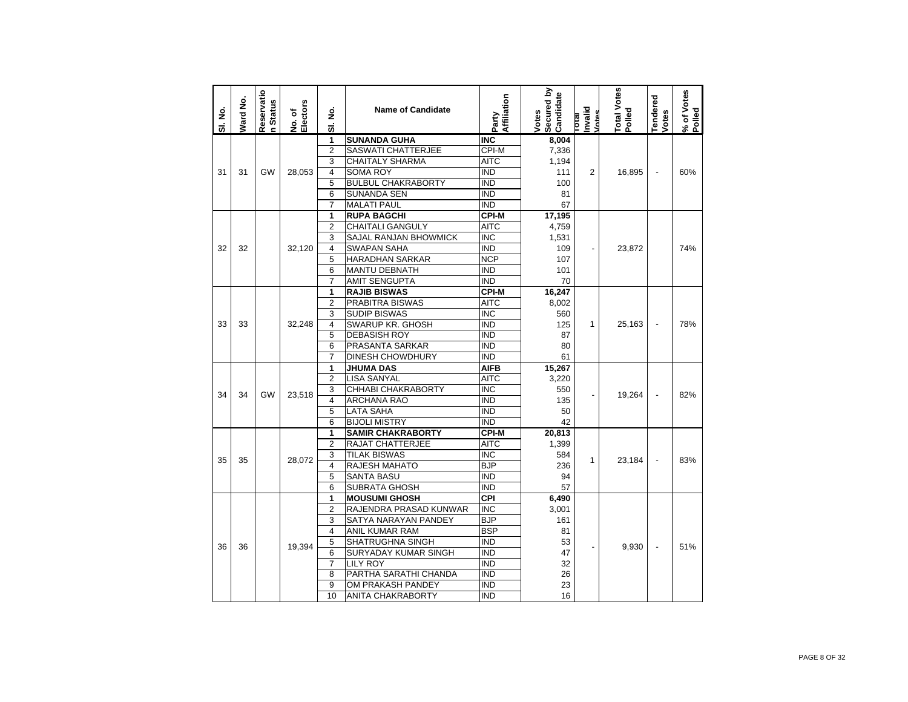| Sl. No. | Ward No. | Reservation Status | No. of Electors | Sl. No. | Name of Candidate | Party Affiliation | Votes Secured by Candidate | Total Invalid Votes | Total Votes Polled | Tendered Votes | % of Votes Polled |
|---|---|---|---|---|---|---|---|---|---|---|---|
| 31 | 31 | GW | 28,053 | 1 | **SUNANDA GUHA** | **INC** | **8,004** | 2 | 16,895 | - | 60% |
| | | | | 2 | SASWATI CHATTERJEE | CPI-M | 7,336 | | | | |
| | | | | 3 | CHAITALY SHARMA | AITC | 1,194 | | | | |
| | | | | 4 | SOMA ROY | IND | 111 | | | | |
| | | | | 5 | BULBUL CHAKRABORTY | IND | 100 | | | | |
| | | | | 6 | SUNANDA SEN | IND | 81 | | | | |
| | | | | 7 | MALATI PAUL | IND | 67 | | | | |
| 32 | 32 | | 32,120 | 1 | **RUPA BAGCHI** | **CPI-M** | **17,195** | - | 23,872 | | 74% |
| | | | | 2 | CHAITALI GANGULY | AITC | 4,759 | | | | |
| | | | | 3 | SAJAL RANJAN BHOWMICK | INC | 1,531 | | | | |
| | | | | 4 | SWAPAN SAHA | IND | 109 | | | | |
| | | | | 5 | HARADHAN SARKAR | NCP | 107 | | | | |
| | | | | 6 | MANTU DEBNATH | IND | 101 | | | | |
| | | | | 7 | AMIT SENGUPTA | IND | 70 | | | | |
| 33 | 33 | | 32,248 | 1 | **RAJIB BISWAS** | **CPI-M** | **16,247** | 1 | 25,163 | - | 78% |
| | | | | 2 | PRABITRA BISWAS | AITC | 8,002 | | | | |
| | | | | 3 | SUDIP BISWAS | INC | 560 | | | | |
| | | | | 4 | SWARUP KR. GHOSH | IND | 125 | | | | |
| | | | | 5 | DEBASISH ROY | IND | 87 | | | | |
| | | | | 6 | PRASANTA SARKAR | IND | 80 | | | | |
| | | | | 7 | DINESH CHOWDHURY | IND | 61 | | | | |
| 34 | 34 | GW | 23,518 | 1 | **JHUMA DAS** | **AIFB** | **15,267** | - | 19,264 | - | 82% |
| | | | | 2 | LISA SANYAL | AITC | 3,220 | | | | |
| | | | | 3 | CHHABI CHAKRABORTY | INC | 550 | | | | |
| | | | | 4 | ARCHANA RAO | IND | 135 | | | | |
| | | | | 5 | LATA SAHA | IND | 50 | | | | |
| | | | | 6 | BIJOLI MISTRY | IND | 42 | | | | |
| 35 | 35 | | 28,072 | 1 | **SAMIR CHAKRABORTY** | **CPI-M** | **20,813** | 1 | 23,184 | - | 83% |
| | | | | 2 | RAJAT CHATTERJEE | AITC | 1,399 | | | | |
| | | | | 3 | TILAK BISWAS | INC | 584 | | | | |
| | | | | 4 | RAJESH MAHATO | BJP | 236 | | | | |
| | | | | 5 | SANTA BASU | IND | 94 | | | | |
| | | | | 6 | SUBRATA GHOSH | IND | 57 | | | | |
| 36 | 36 | | 19,394 | 1 | **MOUSUMI GHOSH** | **CPI** | **6,490** | - | 9,930 | - | 51% |
| | | | | 2 | RAJENDRA PRASAD KUNWAR | INC | 3,001 | | | | |
| | | | | 3 | SATYA NARAYAN PANDEY | BJP | 161 | | | | |
| | | | | 4 | ANIL KUMAR RAM | BSP | 81 | | | | |
| | | | | 5 | SHATRUGHNA SINGH | IND | 53 | | | | |
| | | | | 6 | SURYADAY KUMAR SINGH | IND | 47 | | | | |
| | | | | 7 | LILY ROY | IND | 32 | | | | |
| | | | | 8 | PARTHA SARATHI CHANDA | IND | 26 | | | | |
| | | | | 9 | OM PRAKASH PANDEY | IND | 23 | | | | |
| | | | | 10 | ANITA CHAKRABORTY | IND | 16 | | | | |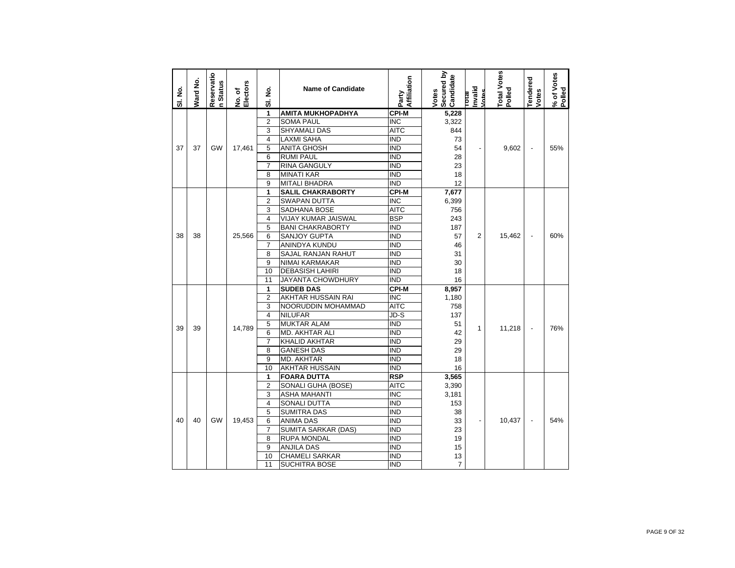| Sl. No. | Ward No. | Reservation Status | No. of Electors | Sl. No. | Name of Candidate | Party Affiliation | Votes Secured by Candidate | Total Invalid Votes | Total Votes Polled | Tendered Votes | % of Votes Polled |
|---|---|---|---|---|---|---|---|---|---|---|---|
| 37 | 37 | GW | 17,461 | 1 | **AMITA MUKHOPADHYA** | **CPI-M** | **5,228** | - | 9,602 | - | 55% |
| | | | | 2 | SOMA PAUL | INC | 3,322 | | | | |
| | | | | 3 | SHYAMALI DAS | AITC | 844 | | | | |
| | | | | 4 | LAXMI SAHA | IND | 73 | | | | |
| | | | | 5 | ANITA GHOSH | IND | 54 | | | | |
| | | | | 6 | RUMI PAUL | IND | 28 | | | | |
| | | | | 7 | RINA GANGULY | IND | 23 | | | | |
| | | | | 8 | MINATI KAR | IND | 18 | | | | |
| | | | | 9 | MITALI BHADRA | IND | 12 | | | | |
| 38 | 38 | | 25,566 | 1 | **SALIL CHAKRABORTY** | **CPI-M** | **7,677** | 2 | 15,462 | - | 60% |
| | | | | 2 | SWAPAN DUTTA | INC | 6,399 | | | | |
| | | | | 3 | SADHANA BOSE | AITC | 756 | | | | |
| | | | | 4 | VIJAY KUMAR JAISWAL | BSP | 243 | | | | |
| | | | | 5 | BANI CHAKRABORTY | IND | 187 | | | | |
| | | | | 6 | SANJOY GUPTA | IND | 57 | | | | |
| | | | | 7 | ANINDYA KUNDU | IND | 46 | | | | |
| | | | | 8 | SAJAL RANJAN RAHUT | IND | 31 | | | | |
| | | | | 9 | NIMAI KARMAKAR | IND | 30 | | | | |
| | | | | 10 | DEBASISH LAHIRI | IND | 18 | | | | |
| | | | | 11 | JAYANTA CHOWDHURY | IND | 16 | | | | |
| 39 | 39 | | 14,789 | 1 | **SUDEB DAS** | **CPI-M** | **8,957** | 1 | 11,218 | - | 76% |
| | | | | 2 | AKHTAR HUSSAIN RAI | INC | 1,180 | | | | |
| | | | | 3 | NOORUDDIN MOHAMMAD | AITC | 758 | | | | |
| | | | | 4 | NILUFAR | JD-S | 137 | | | | |
| | | | | 5 | MUKTAR ALAM | IND | 51 | | | | |
| | | | | 6 | MD. AKHTAR ALI | IND | 42 | | | | |
| | | | | 7 | KHALID AKHTAR | IND | 29 | | | | |
| | | | | 8 | GANESH DAS | IND | 29 | | | | |
| | | | | 9 | MD. AKHTAR | IND | 18 | | | | |
| | | | | 10 | AKHTAR HUSSAIN | IND | 16 | | | | |
| 40 | 40 | GW | 19,453 | 1 | **FOARA DUTTA** | **RSP** | **3,565** | - | 10,437 | - | 54% |
| | | | | 2 | SONALI GUHA (BOSE) | AITC | 3,390 | | | | |
| | | | | 3 | ASHA MAHANTI | INC | 3,181 | | | | |
| | | | | 4 | SONALI DUTTA | IND | 153 | | | | |
| | | | | 5 | SUMITRA DAS | IND | 38 | | | | |
| | | | | 6 | ANIMA DAS | IND | 33 | | | | |
| | | | | 7 | SUMITA SARKAR (DAS) | IND | 23 | | | | |
| | | | | 8 | RUPA MONDAL | IND | 19 | | | | |
| | | | | 9 | ANJILA DAS | IND | 15 | | | | |
| | | | | 10 | CHAMELI SARKAR | IND | 13 | | | | |
| | | | | 11 | SUCHITRA BOSE | IND | 7 | | | | |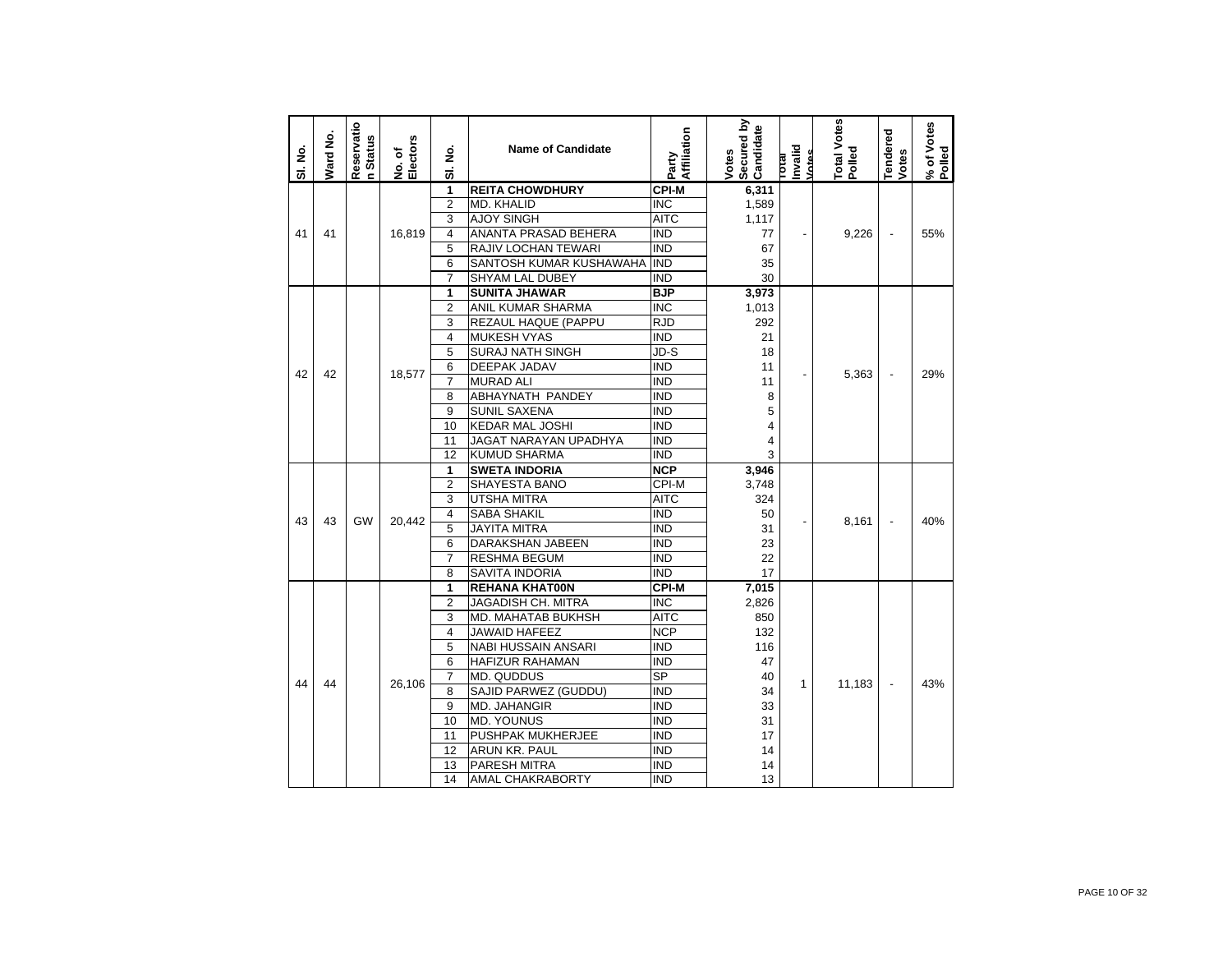| Sl. No. | Ward No. | Reservation Status | No. of Electors | Sl. No. | Name of Candidate | Party Affiliation | Votes Secured by Candidate | Total Invalid Votes | Total Votes Polled | Tendered Votes | % of Votes Polled |
|---|---|---|---|---|---|---|---|---|---|---|---|
| 41 | 41 | | 16,819 | **1** | **REITA CHOWDHURY** | **CPI-M** | **6,311** | - | 9,226 | - | 55% |
| | | | | 2 | MD. KHALID | INC | 1,589 | | | | |
| | | | | 3 | AJOY SINGH | AITC | 1,117 | | | | |
| | | | | 4 | ANANTA PRASAD BEHERA | IND | 77 | | | | |
| | | | | 5 | RAJIV LOCHAN TEWARI | IND | 67 | | | | |
| | | | | 6 | SANTOSH KUMAR KUSHAWAHA | IND | 35 | | | | |
| | | | | 7 | SHYAM LAL DUBEY | IND | 30 | | | | |
| 42 | 42 | | 18,577 | **1** | **SUNITA JHAWAR** | **BJP** | **3,973** | - | 5,363 | - | 29% |
| | | | | 2 | ANIL KUMAR SHARMA | INC | 1,013 | | | | |
| | | | | 3 | REZAUL HAQUE (PAPPU | RJD | 292 | | | | |
| | | | | 4 | MUKESH VYAS | IND | 21 | | | | |
| | | | | 5 | SURAJ NATH SINGH | JD-S | 18 | | | | |
| | | | | 6 | DEEPAK JADAV | IND | 11 | | | | |
| | | | | 7 | MURAD ALI | IND | 11 | | | | |
| | | | | 8 | ABHAYNATH PANDEY | IND | 8 | | | | |
| | | | | 9 | SUNIL SAXENA | IND | 5 | | | | |
| | | | | 10 | KEDAR MAL JOSHI | IND | 4 | | | | |
| | | | | 11 | JAGAT NARAYAN UPADHYA | IND | 4 | | | | |
| | | | | 12 | KUMUD SHARMA | IND | 3 | | | | |
| 43 | 43 | GW | 20,442 | **1** | **SWETA INDORIA** | **NCP** | **3,946** | - | 8,161 | - | 40% |
| | | | | 2 | SHAYESTA BANO | CPI-M | 3,748 | | | | |
| | | | | 3 | UTSHA MITRA | AITC | 324 | | | | |
| | | | | 4 | SABA SHAKIL | IND | 50 | | | | |
| | | | | 5 | JAYITA MITRA | IND | 31 | | | | |
| | | | | 6 | DARAKSHAN JABEEN | IND | 23 | | | | |
| | | | | 7 | RESHMA BEGUM | IND | 22 | | | | |
| | | | | 8 | SAVITA INDORIA | IND | 17 | | | | |
| 44 | 44 | | 26,106 | **1** | **REHANA KHAT00N** | **CPI-M** | **7,015** | 1 | 11,183 | - | 43% |
| | | | | 2 | JAGADISH CH. MITRA | INC | 2,826 | | | | |
| | | | | 3 | MD. MAHATAB BUKHSH | AITC | 850 | | | | |
| | | | | 4 | JAWAID HAFEEZ | NCP | 132 | | | | |
| | | | | 5 | NABI HUSSAIN ANSARI | IND | 116 | | | | |
| | | | | 6 | HAFIZUR RAHAMAN | IND | 47 | | | | |
| | | | | 7 | MD. QUDDUS | SP | 40 | | | | |
| | | | | 8 | SAJID PARWEZ (GUDDU) | IND | 34 | | | | |
| | | | | 9 | MD. JAHANGIR | IND | 33 | | | | |
| | | | | 10 | MD. YOUNUS | IND | 31 | | | | |
| | | | | 11 | PUSHPAK MUKHERJEE | IND | 17 | | | | |
| | | | | 12 | ARUN KR. PAUL | IND | 14 | | | | |
| | | | | 13 | PARESH MITRA | IND | 14 | | | | |
| | | | | 14 | AMAL CHAKRABORTY | IND | 13 | | | | |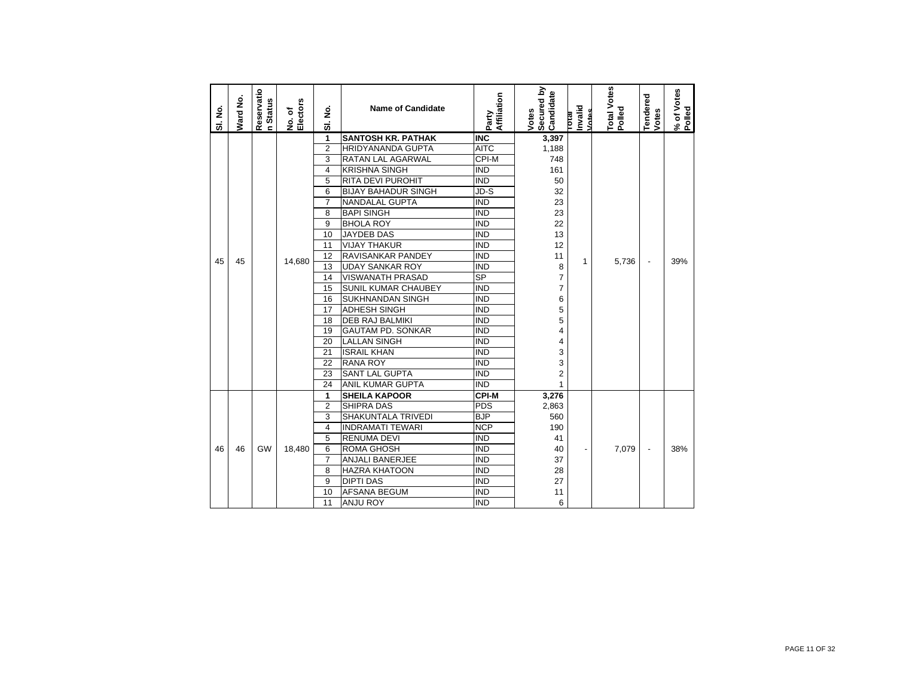| Sl. No. | Ward No. | Reservation Status | No. of Electors | Sl. No. | Name of Candidate | Party Affiliation | Votes Secured by Candidate | Total Invalid Votes | Total Votes Polled | Tendered Votes | % of Votes Polled |
|---|---|---|---|---|---|---|---|---|---|---|---|
| 45 | 45 | | 14,680 | 1 | **SANTOSH KR. PATHAK** | **INC** | **3,397** | 1 | 5,736 | - | 39% |
| | | | | 2 | HRIDYANANDA GUPTA | AITC | 1,188 | | | | |
| | | | | 3 | RATAN LAL AGARWAL | CPI-M | 748 | | | | |
| | | | | 4 | KRISHNA SINGH | IND | 161 | | | | |
| | | | | 5 | RITA DEVI PUROHIT | IND | 50 | | | | |
| | | | | 6 | BIJAY BAHADUR SINGH | JD-S | 32 | | | | |
| | | | | 7 | NANDALAL GUPTA | IND | 23 | | | | |
| | | | | 8 | BAPI SINGH | IND | 23 | | | | |
| | | | | 9 | BHOLA ROY | IND | 22 | | | | |
| | | | | 10 | JAYDEB DAS | IND | 13 | | | | |
| | | | | 11 | VIJAY THAKUR | IND | 12 | | | | |
| | | | | 12 | RAVISANKAR PANDEY | IND | 11 | | | | |
| | | | | 13 | UDAY SANKAR ROY | IND | 8 | | | | |
| | | | | 14 | VISWANATH PRASAD | SP | 7 | | | | |
| | | | | 15 | SUNIL KUMAR CHAUBEY | IND | 7 | | | | |
| | | | | 16 | SUKHNANDAN SINGH | IND | 6 | | | | |
| | | | | 17 | ADHESH SINGH | IND | 5 | | | | |
| | | | | 18 | DEB RAJ BALMIKI | IND | 5 | | | | |
| | | | | 19 | GAUTAM PD. SONKAR | IND | 4 | | | | |
| | | | | 20 | LALLAN SINGH | IND | 4 | | | | |
| | | | | 21 | ISRAIL KHAN | IND | 3 | | | | |
| | | | | 22 | RANA ROY | IND | 3 | | | | |
| | | | | 23 | SANT LAL GUPTA | IND | 2 | | | | |
| | | | | 24 | ANIL KUMAR GUPTA | IND | 1 | | | | |
| 46 | 46 | GW | 18,480 | 1 | **SHEILA KAPOOR** | **CPI-M** | **3,276** | - | 7,079 | - | 38% |
| | | | | 2 | SHIPRA DAS | PDS | 2,863 | | | | |
| | | | | 3 | SHAKUNTALA TRIVEDI | BJP | 560 | | | | |
| | | | | 4 | INDRAMATI TEWARI | NCP | 190 | | | | |
| | | | | 5 | RENUMA DEVI | IND | 41 | | | | |
| | | | | 6 | ROMA GHOSH | IND | 40 | | | | |
| | | | | 7 | ANJALI BANERJEE | IND | 37 | | | | |
| | | | | 8 | HAZRA KHATOON | IND | 28 | | | | |
| | | | | 9 | DIPTI DAS | IND | 27 | | | | |
| | | | | 10 | AFSANA BEGUM | IND | 11 | | | | |
| | | | | 11 | ANJU ROY | IND | 6 | | | | |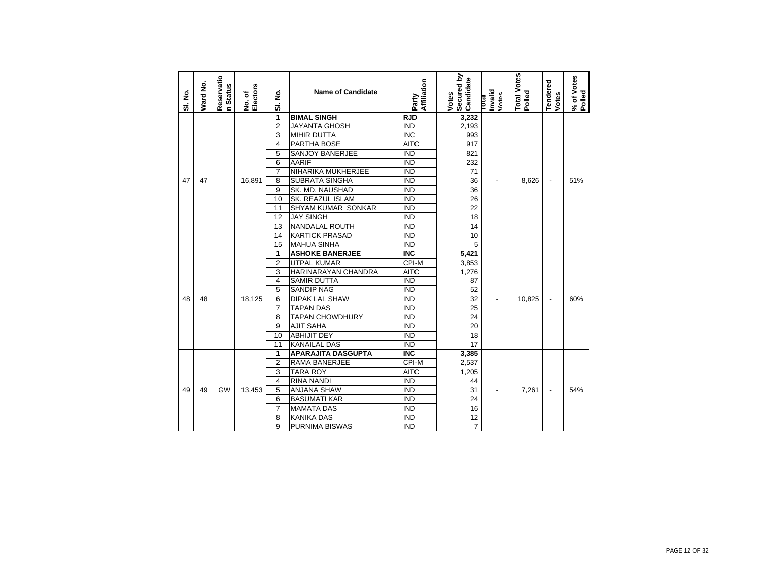| Sl. No. | Ward No. | Reservation Status | No. of Electors | Sl. No. | Name of Candidate | Party Affiliation | Votes Secured by Candidate | Total Invalid Votes | Total Votes Polled | Tendered Votes | % of Votes Polled |
|---|---|---|---|---|---|---|---|---|---|---|---|
| 47 | 47 | | 16,891 | 1 | **BIMAL SINGH** | **RJD** | **3,232** | - | 8,626 | - | 51% |
| | | | | 2 | JAYANTA GHOSH | IND | 2,193 | | | | |
| | | | | 3 | MIHIR DUTTA | INC | 993 | | | | |
| | | | | 4 | PARTHA BOSE | AITC | 917 | | | | |
| | | | | 5 | SANJOY BANERJEE | IND | 821 | | | | |
| | | | | 6 | AARIF | IND | 232 | | | | |
| | | | | 7 | NIHARIKA MUKHERJEE | IND | 71 | | | | |
| | | | | 8 | SUBRATA SINGHA | IND | 36 | | | | |
| | | | | 9 | SK. MD. NAUSHAD | IND | 36 | | | | |
| | | | | 10 | SK. REAZUL ISLAM | IND | 26 | | | | |
| | | | | 11 | SHYAM KUMAR SONKAR | IND | 22 | | | | |
| | | | | 12 | JAY SINGH | IND | 18 | | | | |
| | | | | 13 | NANDALAL ROUTH | IND | 14 | | | | |
| | | | | 14 | KARTICK PRASAD | IND | 10 | | | | |
| | | | | 15 | MAHUA SINHA | IND | 5 | | | | |
| 48 | 48 | | 18,125 | 1 | **ASHOKE BANERJEE** | **INC** | **5,421** | - | 10,825 | - | 60% |
| | | | | 2 | UTPAL KUMAR | CPI-M | 3,853 | | | | |
| | | | | 3 | HARINARAYAN CHANDRA | AITC | 1,276 | | | | |
| | | | | 4 | SAMIR DUTTA | IND | 87 | | | | |
| | | | | 5 | SANDIP NAG | IND | 52 | | | | |
| | | | | 6 | DIPAK LAL SHAW | IND | 32 | | | | |
| | | | | 7 | TAPAN DAS | IND | 25 | | | | |
| | | | | 8 | TAPAN CHOWDHURY | IND | 24 | | | | |
| | | | | 9 | AJIT SAHA | IND | 20 | | | | |
| | | | | 10 | ABHIJIT DEY | IND | 18 | | | | |
| | | | | 11 | KANAILAL DAS | IND | 17 | | | | |
| 49 | 49 | GW | 13,453 | 1 | **APARAJITA DASGUPTA** | **INC** | **3,385** | - | 7,261 | - | 54% |
| | | | | 2 | RAMA BANERJEE | CPI-M | 2,537 | | | | |
| | | | | 3 | TARA ROY | AITC | 1,205 | | | | |
| | | | | 4 | RINA NANDI | IND | 44 | | | | |
| | | | | 5 | ANJANA SHAW | IND | 31 | | | | |
| | | | | 6 | BASUMATI KAR | IND | 24 | | | | |
| | | | | 7 | MAMATA DAS | IND | 16 | | | | |
| | | | | 8 | KANIKA DAS | IND | 12 | | | | |
| | | | | 9 | PURNIMA BISWAS | IND | 7 | | | | |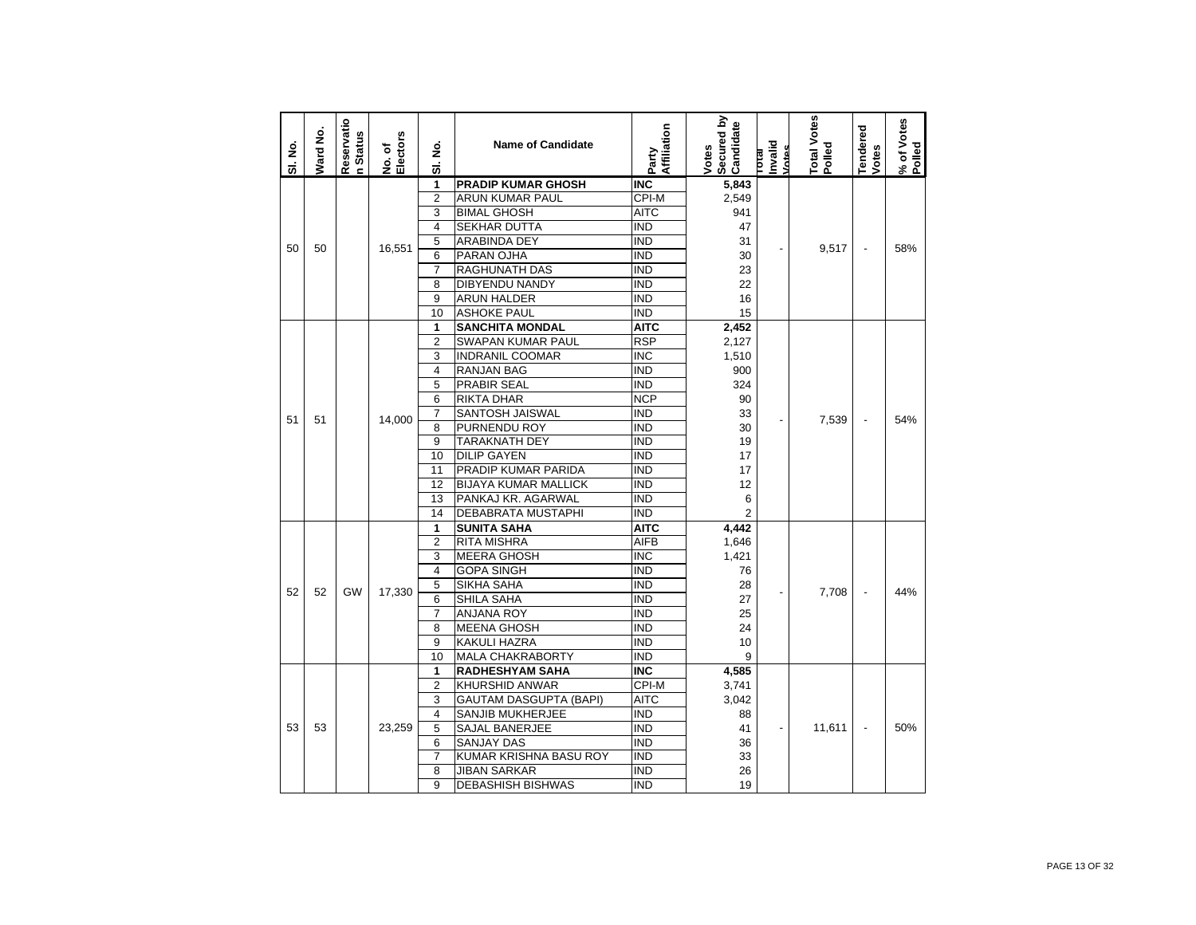| Sl. No. | Ward No. | Reservation Status | No. of Electors | Sl. No. | Name of Candidate | Party Affiliation | Votes Secured by Candidate | Total Invalid Votes | Total Votes Polled | Tendered Votes | % of Votes Polled |
|---|---|---|---|---|---|---|---|---|---|---|---|
| 50 | 50 | | 16,551 | 1 | **PRADIP KUMAR GHOSH** | **INC** | **5,843** | - | 9,517 | - | 58% |
| | | | | 2 | ARUN KUMAR PAUL | CPI-M | 2,549 | | | | |
| | | | | 3 | BIMAL GHOSH | AITC | 941 | | | | |
| | | | | 4 | SEKHAR DUTTA | IND | 47 | | | | |
| | | | | 5 | ARABINDA DEY | IND | 31 | | | | |
| | | | | 6 | PARAN OJHA | IND | 30 | | | | |
| | | | | 7 | RAGHUNATH DAS | IND | 23 | | | | |
| | | | | 8 | DIBYENDU NANDY | IND | 22 | | | | |
| | | | | 9 | ARUN HALDER | IND | 16 | | | | |
| | | | | 10 | ASHOKE PAUL | IND | 15 | | | | |
| 51 | 51 | | 14,000 | 1 | **SANCHITA MONDAL** | **AITC** | **2,452** | - | 7,539 | - | 54% |
| | | | | 2 | SWAPAN KUMAR PAUL | RSP | 2,127 | | | | |
| | | | | 3 | INDRANIL COOMAR | INC | 1,510 | | | | |
| | | | | 4 | RANJAN BAG | IND | 900 | | | | |
| | | | | 5 | PRABIR SEAL | IND | 324 | | | | |
| | | | | 6 | RIKTA DHAR | NCP | 90 | | | | |
| | | | | 7 | SANTOSH JAISWAL | IND | 33 | | | | |
| | | | | 8 | PURNENDU ROY | IND | 30 | | | | |
| | | | | 9 | TARAKNATH DEY | IND | 19 | | | | |
| | | | | 10 | DILIP GAYEN | IND | 17 | | | | |
| | | | | 11 | PRADIP KUMAR PARIDA | IND | 17 | | | | |
| | | | | 12 | BIJAYA KUMAR MALLICK | IND | 12 | | | | |
| | | | | 13 | PANKAJ KR. AGARWAL | IND | 6 | | | | |
| | | | | 14 | DEBABRATA MUSTAPHI | IND | 2 | | | | |
| 52 | 52 | GW | 17,330 | 1 | **SUNITA SAHA** | **AITC** | **4,442** | - | 7,708 | - | 44% |
| | | | | 2 | RITA MISHRA | AIFB | 1,646 | | | | |
| | | | | 3 | MEERA GHOSH | INC | 1,421 | | | | |
| | | | | 4 | GOPA SINGH | IND | 76 | | | | |
| | | | | 5 | SIKHA SAHA | IND | 28 | | | | |
| | | | | 6 | SHILA SAHA | IND | 27 | | | | |
| | | | | 7 | ANJANA ROY | IND | 25 | | | | |
| | | | | 8 | MEENA GHOSH | IND | 24 | | | | |
| | | | | 9 | KAKULI HAZRA | IND | 10 | | | | |
| | | | | 10 | MALA CHAKRABORTY | IND | 9 | | | | |
| 53 | 53 | | 23,259 | 1 | **RADHESHYAM SAHA** | **INC** | **4,585** | - | 11,611 | - | 50% |
| | | | | 2 | KHURSHID ANWAR | CPI-M | 3,741 | | | | |
| | | | | 3 | GAUTAM DASGUPTA (BAPI) | AITC | 3,042 | | | | |
| | | | | 4 | SANJIB MUKHERJEE | IND | 88 | | | | |
| | | | | 5 | SAJAL BANERJEE | IND | 41 | | | | |
| | | | | 6 | SANJAY DAS | IND | 36 | | | | |
| | | | | 7 | KUMAR KRISHNA BASU ROY | IND | 33 | | | | |
| | | | | 8 | JIBAN SARKAR | IND | 26 | | | | |
| | | | | 9 | DEBASHISH BISHWAS | IND | 19 | | | | |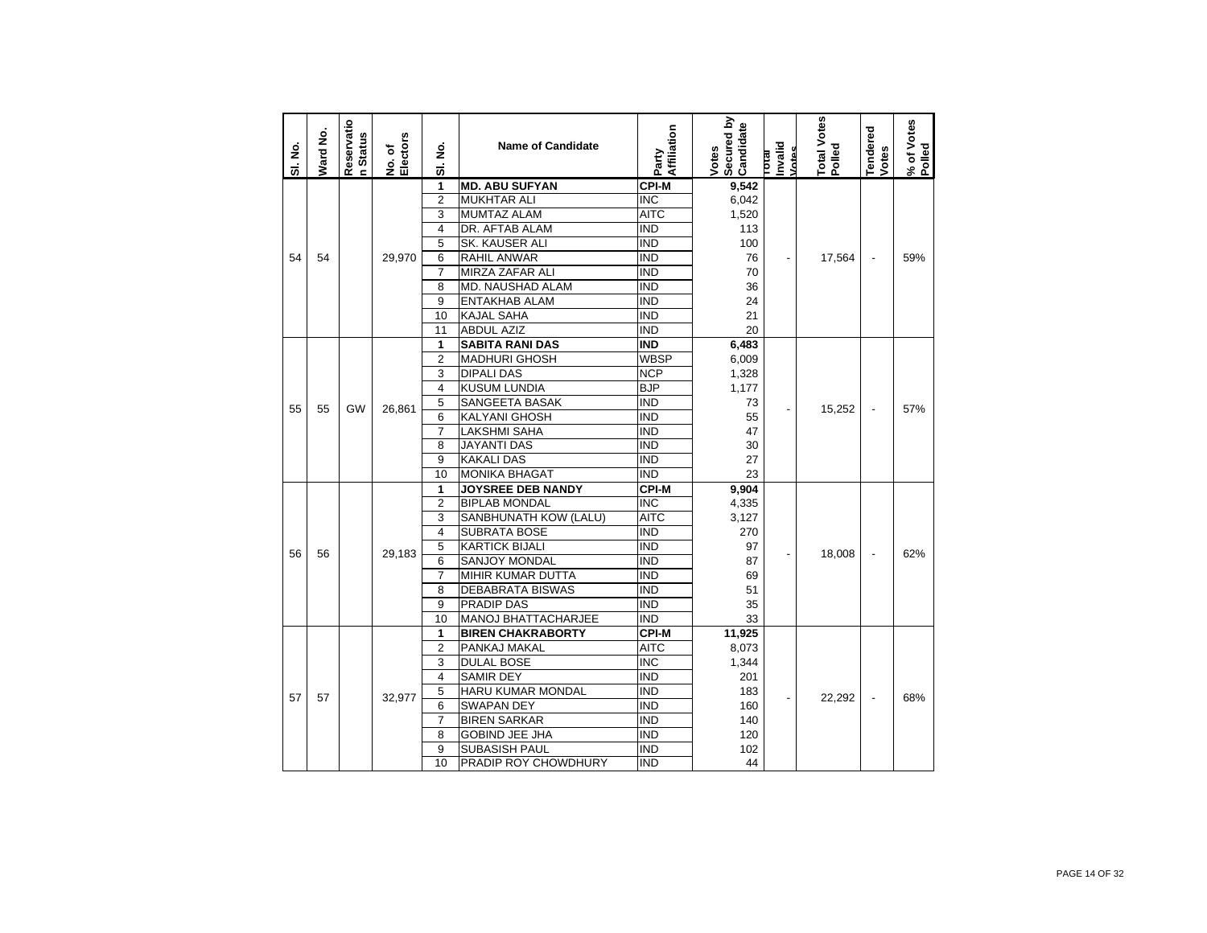| Sl. No. | Ward No. | Reservation Status | No. of Electors | Sl. No. | Name of Candidate | Party Affiliation | Votes Secured by Candidate | Total Invalid Votes | Total Votes Polled | Tendered Votes | % of Votes Polled |
|---|---|---|---|---|---|---|---|---|---|---|---|
| 54 | 54 | | 29,970 | 1 | **MD. ABU SUFYAN** | **CPI-M** | **9,542** | - | 17,564 | - | 59% |
| | | | | 2 | MUKHTAR ALI | INC | 6,042 | | | | |
| | | | | 3 | MUMTAZ ALAM | AITC | 1,520 | | | | |
| | | | | 4 | DR. AFTAB ALAM | IND | 113 | | | | |
| | | | | 5 | SK. KAUSER ALI | IND | 100 | | | | |
| | | | | 6 | RAHIL ANWAR | IND | 76 | | | | |
| | | | | 7 | MIRZA ZAFAR ALI | IND | 70 | | | | |
| | | | | 8 | MD. NAUSHAD ALAM | IND | 36 | | | | |
| | | | | 9 | ENTAKHAB ALAM | IND | 24 | | | | |
| | | | | 10 | KAJAL SAHA | IND | 21 | | | | |
| | | | | 11 | ABDUL AZIZ | IND | 20 | | | | |
| 55 | 55 | GW | 26,861 | 1 | **SABITA RANI DAS** | **IND** | **6,483** | - | 15,252 | - | 57% |
| | | | | 2 | MADHURI GHOSH | WBSP | 6,009 | | | | |
| | | | | 3 | DIPALI DAS | NCP | 1,328 | | | | |
| | | | | 4 | KUSUM LUNDIA | BJP | 1,177 | | | | |
| | | | | 5 | SANGEETA BASAK | IND | 73 | | | | |
| | | | | 6 | KALYANI GHOSH | IND | 55 | | | | |
| | | | | 7 | LAKSHMI SAHA | IND | 47 | | | | |
| | | | | 8 | JAYANTI DAS | IND | 30 | | | | |
| | | | | 9 | KAKALI DAS | IND | 27 | | | | |
| | | | | 10 | MONIKA BHAGAT | IND | 23 | | | | |
| 56 | 56 | | 29,183 | 1 | **JOYSREE DEB NANDY** | **CPI-M** | **9,904** | - | 18,008 | - | 62% |
| | | | | 2 | BIPLAB MONDAL | INC | 4,335 | | | | |
| | | | | 3 | SANBHUNATH KOW (LALU) | AITC | 3,127 | | | | |
| | | | | 4 | SUBRATA BOSE | IND | 270 | | | | |
| | | | | 5 | KARTICK BIJALI | IND | 97 | | | | |
| | | | | 6 | SANJOY MONDAL | IND | 87 | | | | |
| | | | | 7 | MIHIR KUMAR DUTTA | IND | 69 | | | | |
| | | | | 8 | DEBABRATA BISWAS | IND | 51 | | | | |
| | | | | 9 | PRADIP DAS | IND | 35 | | | | |
| | | | | 10 | MANOJ BHATTACHARJEE | IND | 33 | | | | |
| 57 | 57 | | 32,977 | 1 | **BIREN CHAKRABORTY** | **CPI-M** | **11,925** | - | 22,292 | - | 68% |
| | | | | 2 | PANKAJ MAKAL | AITC | 8,073 | | | | |
| | | | | 3 | DULAL BOSE | INC | 1,344 | | | | |
| | | | | 4 | SAMIR DEY | IND | 201 | | | | |
| | | | | 5 | HARU KUMAR MONDAL | IND | 183 | | | | |
| | | | | 6 | SWAPAN DEY | IND | 160 | | | | |
| | | | | 7 | BIREN SARKAR | IND | 140 | | | | |
| | | | | 8 | GOBIND JEE JHA | IND | 120 | | | | |
| | | | | 9 | SUBASISH PAUL | IND | 102 | | | | |
| | | | | 10 | PRADIP ROY CHOWDHURY | IND | 44 | | | | |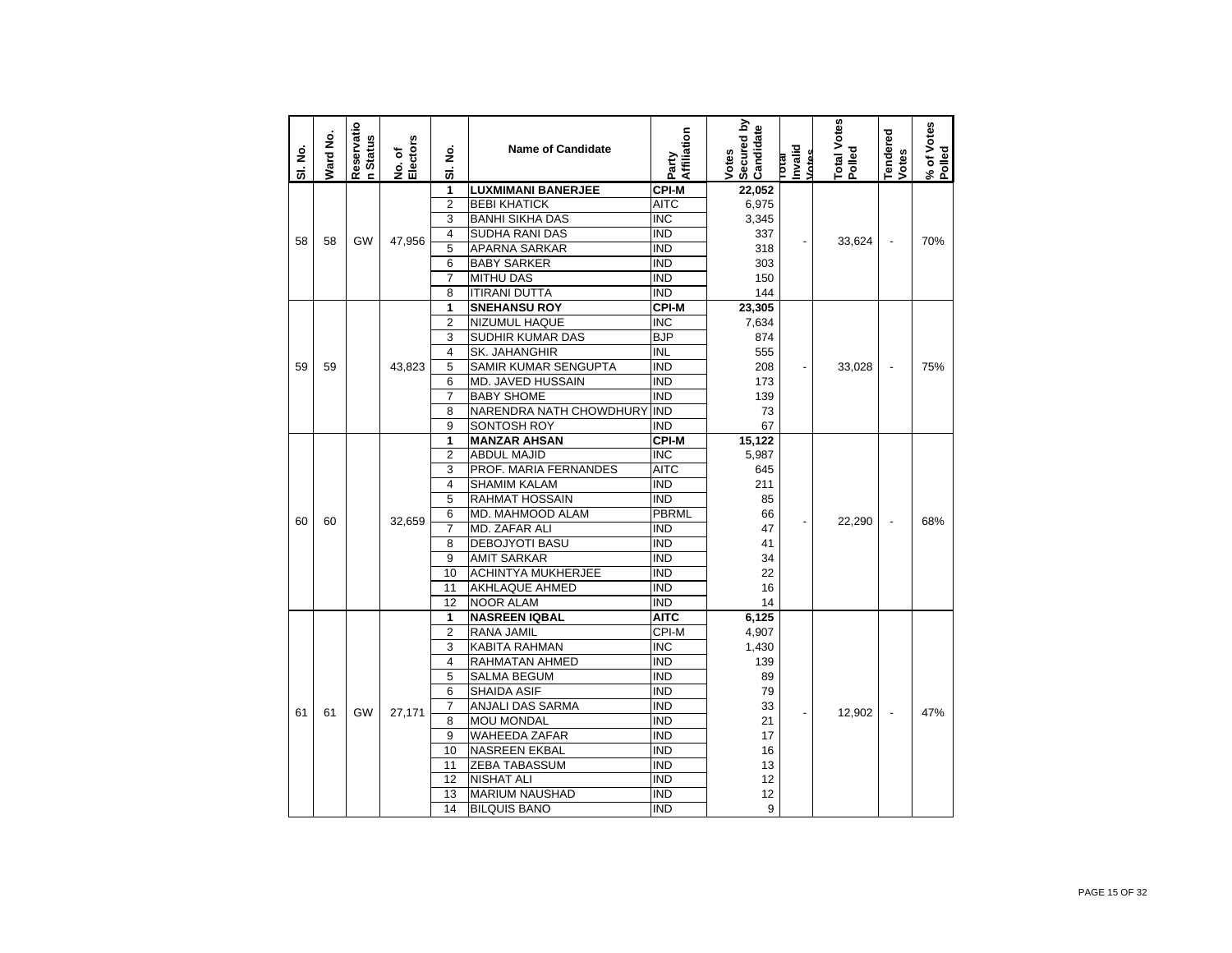| Sl. No. | Ward No. | Reservation Status | No. of Electors | Sl. No. | Name of Candidate | Party Affiliation | Votes Secured by Candidate | Total Invalid Votes | Total Votes Polled | Tendered Votes | % of Votes Polled |
|---|---|---|---|---|---|---|---|---|---|---|---|
| 58 | 58 | GW | 47,956 | 1 | **LUXMIMANI BANERJEE** | **CPI-M** | **22,052** | - | 33,624 | - | 70% |
| | | | | 2 | BEBI KHATICK | AITC | 6,975 | | | | |
| | | | | 3 | BANHI SIKHA DAS | INC | 3,345 | | | | |
| | | | | 4 | SUDHA RANI DAS | IND | 337 | | | | |
| | | | | 5 | APARNA SARKAR | IND | 318 | | | | |
| | | | | 6 | BABY SARKER | IND | 303 | | | | |
| | | | | 7 | MITHU DAS | IND | 150 | | | | |
| | | | | 8 | ITIRANI DUTTA | IND | 144 | | | | |
| 59 | 59 | | 43,823 | 1 | **SNEHANSU ROY** | **CPI-M** | **23,305** | - | 33,028 | - | 75% |
| | | | | 2 | NIZUMUL HAQUE | INC | 7,634 | | | | |
| | | | | 3 | SUDHIR KUMAR DAS | BJP | 874 | | | | |
| | | | | 4 | SK. JAHANGHIR | INL | 555 | | | | |
| | | | | 5 | SAMIR KUMAR SENGUPTA | IND | 208 | | | | |
| | | | | 6 | MD. JAVED HUSSAIN | IND | 173 | | | | |
| | | | | 7 | BABY SHOME | IND | 139 | | | | |
| | | | | 8 | NARENDRA NATH CHOWDHURY | IND | 73 | | | | |
| | | | | 9 | SONTOSH ROY | IND | 67 | | | | |
| 60 | 60 | | 32,659 | 1 | **MANZAR AHSAN** | **CPI-M** | **15,122** | - | 22,290 | - | 68% |
| | | | | 2 | ABDUL MAJID | INC | 5,987 | | | | |
| | | | | 3 | PROF. MARIA FERNANDES | AITC | 645 | | | | |
| | | | | 4 | SHAMIM KALAM | IND | 211 | | | | |
| | | | | 5 | RAHMAT HOSSAIN | IND | 85 | | | | |
| | | | | 6 | MD. MAHMOOD ALAM | PBRML | 66 | | | | |
| | | | | 7 | MD. ZAFAR ALI | IND | 47 | | | | |
| | | | | 8 | DEBOJYOTI BASU | IND | 41 | | | | |
| | | | | 9 | AMIT SARKAR | IND | 34 | | | | |
| | | | | 10 | ACHINTYA MUKHERJEE | IND | 22 | | | | |
| | | | | 11 | AKHLAQUE AHMED | IND | 16 | | | | |
| | | | | 12 | NOOR ALAM | IND | 14 | | | | |
| 61 | 61 | GW | 27,171 | 1 | **NASREEN IQBAL** | **AITC** | **6,125** | - | 12,902 | - | 47% |
| | | | | 2 | RANA JAMIL | CPI-M | 4,907 | | | | |
| | | | | 3 | KABITA RAHMAN | INC | 1,430 | | | | |
| | | | | 4 | RAHMATAN AHMED | IND | 139 | | | | |
| | | | | 5 | SALMA BEGUM | IND | 89 | | | | |
| | | | | 6 | SHAIDA ASIF | IND | 79 | | | | |
| | | | | 7 | ANJALI DAS SARMA | IND | 33 | | | | |
| | | | | 8 | MOU MONDAL | IND | 21 | | | | |
| | | | | 9 | WAHEEDA ZAFAR | IND | 17 | | | | |
| | | | | 10 | NASREEN EKBAL | IND | 16 | | | | |
| | | | | 11 | ZEBA TABASSUM | IND | 13 | | | | |
| | | | | 12 | NISHAT ALI | IND | 12 | | | | |
| | | | | 13 | MARIUM NAUSHAD | IND | 12 | | | | |
| | | | | 14 | BILQUIS BANO | IND | 9 | | | | |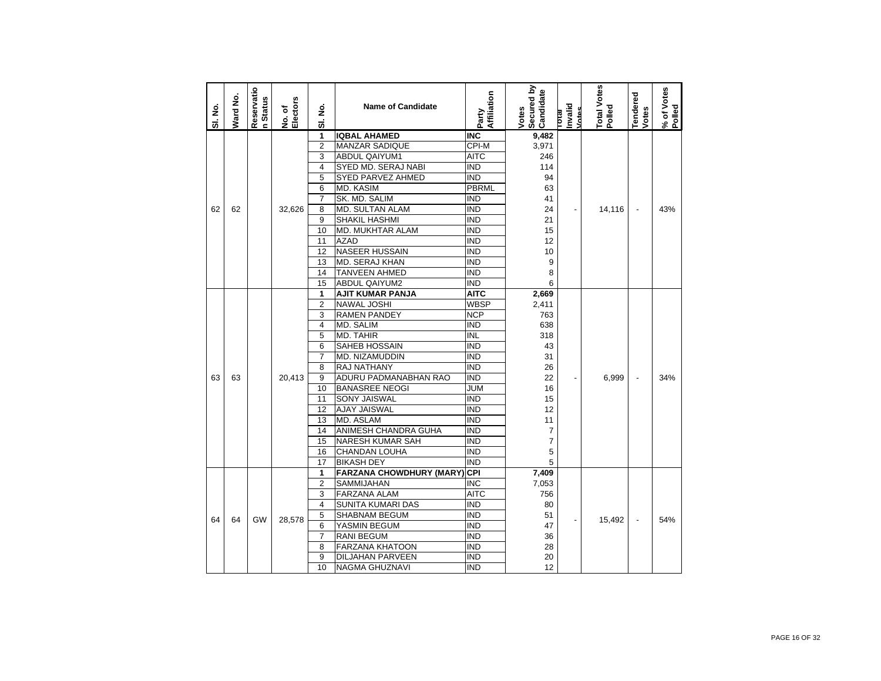| Sl. No. | Ward No. | Reservation Status | No. of Electors | Sl. No. | Name of Candidate | Party Affiliation | Votes Secured by Candidate | Total Invalid Votes | Total Votes Polled | Tendered Votes | % of Votes Polled |
|---|---|---|---|---|---|---|---|---|---|---|---|
| 62 | 62 | | 32,626 | 1 | **IQBAL AHAMED** | **INC** | **9,482** | - | 14,116 | - | 43% |
| | | | | 2 | MANZAR SADIQUE | CPI-M | 3,971 | | | | |
| | | | | 3 | ABDUL QAIYUM1 | AITC | 246 | | | | |
| | | | | 4 | SYED MD. SERAJ NABI | IND | 114 | | | | |
| | | | | 5 | SYED PARVEZ AHMED | IND | 94 | | | | |
| | | | | 6 | MD. KASIM | PBRML | 63 | | | | |
| | | | | 7 | SK. MD. SALIM | IND | 41 | | | | |
| | | | | 8 | MD. SULTAN ALAM | IND | 24 | | | | |
| | | | | 9 | SHAKIL HASHMI | IND | 21 | | | | |
| | | | | 10 | MD. MUKHTAR ALAM | IND | 15 | | | | |
| | | | | 11 | AZAD | IND | 12 | | | | |
| | | | | 12 | NASEER HUSSAIN | IND | 10 | | | | |
| | | | | 13 | MD. SERAJ KHAN | IND | 9 | | | | |
| | | | | 14 | TANVEEN AHMED | IND | 8 | | | | |
| | | | | 15 | ABDUL QAIYUM2 | IND | 6 | | | | |
| 63 | 63 | | 20,413 | 1 | **AJIT KUMAR PANJA** | **AITC** | **2,669** | - | 6,999 | - | 34% |
| | | | | 2 | NAWAL JOSHI | WBSP | 2,411 | | | | |
| | | | | 3 | RAMEN PANDEY | NCP | 763 | | | | |
| | | | | 4 | MD. SALIM | IND | 638 | | | | |
| | | | | 5 | MD. TAHIR | INL | 318 | | | | |
| | | | | 6 | SAHEB HOSSAIN | IND | 43 | | | | |
| | | | | 7 | MD. NIZAMUDDIN | IND | 31 | | | | |
| | | | | 8 | RAJ NATHANY | IND | 26 | | | | |
| | | | | 9 | ADURU PADMANABHAN RAO | IND | 22 | | | | |
| | | | | 10 | BANASREE NEOGI | JUM | 16 | | | | |
| | | | | 11 | SONY JAISWAL | IND | 15 | | | | |
| | | | | 12 | AJAY JAISWAL | IND | 12 | | | | |
| | | | | 13 | MD. ASLAM | IND | 11 | | | | |
| | | | | 14 | ANIMESH CHANDRA GUHA | IND | 7 | | | | |
| | | | | 15 | NARESH KUMAR SAH | IND | 7 | | | | |
| | | | | 16 | CHANDAN LOUHA | IND | 5 | | | | |
| | | | | 17 | BIKASH DEY | IND | 5 | | | | |
| 64 | 64 | GW | 28,578 | 1 | **FARZANA CHOWDHURY (MARY)** | **CPI** | **7,409** | - | 15,492 | - | 54% |
| | | | | 2 | SAMMIJAHAN | INC | 7,053 | | | | |
| | | | | 3 | FARZANA ALAM | AITC | 756 | | | | |
| | | | | 4 | SUNITA KUMARI DAS | IND | 80 | | | | |
| | | | | 5 | SHABNAM BEGUM | IND | 51 | | | | |
| | | | | 6 | YASMIN BEGUM | IND | 47 | | | | |
| | | | | 7 | RANI BEGUM | IND | 36 | | | | |
| | | | | 8 | FARZANA KHATOON | IND | 28 | | | | |
| | | | | 9 | DILJAHAN PARVEEN | IND | 20 | | | | |
| | | | | 10 | NAGMA GHUZNAVI | IND | 12 | | | | |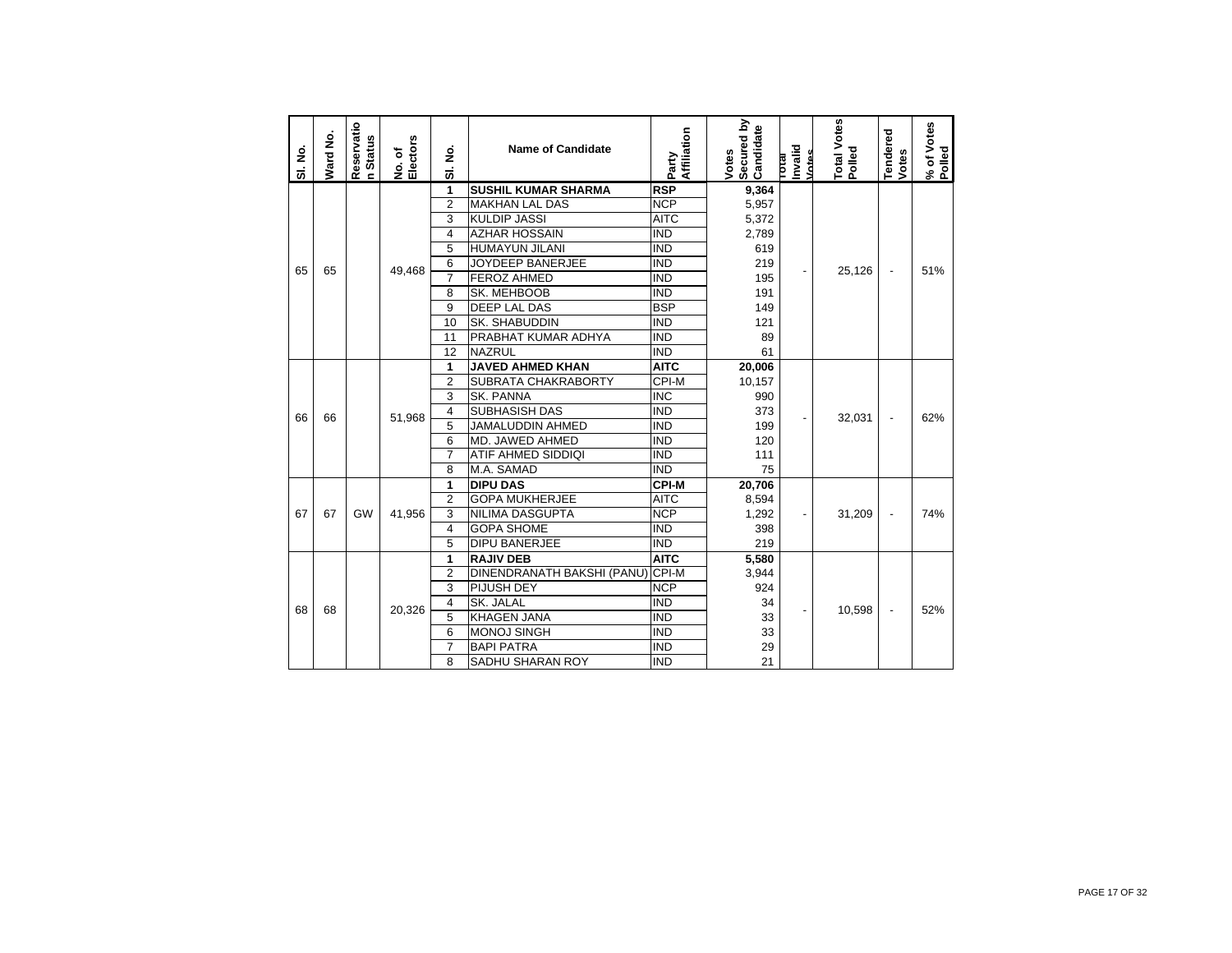| Sl. No. | Ward No. | Reservation Status | No. of Electors | Sl. No. | Name of Candidate | Party Affiliation | Votes Secured by Candidate | Total Invalid Votes | Total Votes Polled | Tendered Votes | % of Votes Polled |
|---|---|---|---|---|---|---|---|---|---|---|---|
| 65 | 65 | | 49,468 | 1 | **SUSHIL KUMAR SHARMA** | **RSP** | **9,364** | - | 25,126 | - | 51% |
| | | | | 2 | MAKHAN LAL DAS | NCP | 5,957 | | | | |
| | | | | 3 | KULDIP JASSI | AITC | 5,372 | | | | |
| | | | | 4 | AZHAR HOSSAIN | IND | 2,789 | | | | |
| | | | | 5 | HUMAYUN JILANI | IND | 619 | | | | |
| | | | | 6 | JOYDEEP BANERJEE | IND | 219 | | | | |
| | | | | 7 | FEROZ AHMED | IND | 195 | | | | |
| | | | | 8 | SK. MEHBOOB | IND | 191 | | | | |
| | | | | 9 | DEEP LAL DAS | BSP | 149 | | | | |
| | | | | 10 | SK. SHABUDDIN | IND | 121 | | | | |
| | | | | 11 | PRABHAT KUMAR ADHYA | IND | 89 | | | | |
| | | | | 12 | NAZRUL | IND | 61 | | | | |
| 66 | 66 | | 51,968 | 1 | **JAVED AHMED KHAN** | **AITC** | **20,006** | - | 32,031 | - | 62% |
| | | | | 2 | SUBRATA CHAKRABORTY | CPI-M | 10,157 | | | | |
| | | | | 3 | SK. PANNA | INC | 990 | | | | |
| | | | | 4 | SUBHASISH DAS | IND | 373 | | | | |
| | | | | 5 | JAMALUDDIN AHMED | IND | 199 | | | | |
| | | | | 6 | MD. JAWED AHMED | IND | 120 | | | | |
| | | | | 7 | ATIF AHMED SIDDIQI | IND | 111 | | | | |
| | | | | 8 | M.A. SAMAD | IND | 75 | | | | |
| 67 | 67 | GW | 41,956 | 1 | **DIPU DAS** | **CPI-M** | **20,706** | - | 31,209 | - | 74% |
| | | | | 2 | GOPA MUKHERJEE | AITC | 8,594 | | | | |
| | | | | 3 | NILIMA DASGUPTA | NCP | 1,292 | | | | |
| | | | | 4 | GOPA SHOME | IND | 398 | | | | |
| | | | | 5 | DIPU BANERJEE | IND | 219 | | | | |
| 68 | 68 | | 20,326 | 1 | **RAJIV DEB** | **AITC** | **5,580** | - | 10,598 | - | 52% |
| | | | | 2 | DINENDRANATH BAKSHI (PANU) | CPI-M | 3,944 | | | | |
| | | | | 3 | PIJUSH DEY | NCP | 924 | | | | |
| | | | | 4 | SK. JALAL | IND | 34 | | | | |
| | | | | 5 | KHAGEN JANA | IND | 33 | | | | |
| | | | | 6 | MONOJ SINGH | IND | 33 | | | | |
| | | | | 7 | BAPI PATRA | IND | 29 | | | | |
| | | | | 8 | SADHU SHARAN ROY | IND | 21 | | | | |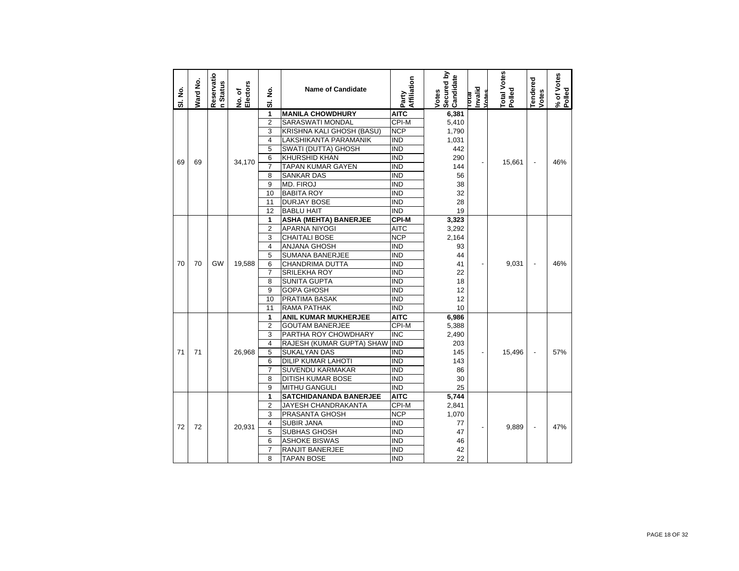| Sl. No. | Ward No. | Reservation Status | No. of Electors | Sl. No. | Name of Candidate | Party Affiliation | Votes Secured by Candidate | Total Invalid Votes | Total Votes Polled | Tendered Votes | % of Votes Polled |
|---|---|---|---|---|---|---|---|---|---|---|---|
| 69 | 69 | | 34,170 | 1 | **MANILA CHOWDHURY** | **AITC** | **6,381** | - | 15,661 | - | 46% |
| | | | | 2 | SARASWATI MONDAL | CPI-M | 5,410 | | | | |
| | | | | 3 | KRISHNA KALI GHOSH (BASU) | NCP | 1,790 | | | | |
| | | | | 4 | LAKSHIKANTA PARAMANIK | IND | 1,031 | | | | |
| | | | | 5 | SWATI (DUTTA) GHOSH | IND | 442 | | | | |
| | | | | 6 | KHURSHID KHAN | IND | 290 | | | | |
| | | | | 7 | TAPAN KUMAR GAYEN | IND | 144 | | | | |
| | | | | 8 | SANKAR DAS | IND | 56 | | | | |
| | | | | 9 | MD. FIROJ | IND | 38 | | | | |
| | | | | 10 | BABITA ROY | IND | 32 | | | | |
| | | | | 11 | DURJAY BOSE | IND | 28 | | | | |
| | | | | 12 | BABLU HAIT | IND | 19 | | | | |
| 70 | 70 | GW | 19,588 | 1 | **ASHA (MEHTA) BANERJEE** | **CPI-M** | **3,323** | - | 9,031 | - | 46% |
| | | | | 2 | APARNA NIYOGI | AITC | 3,292 | | | | |
| | | | | 3 | CHAITALI BOSE | NCP | 2,164 | | | | |
| | | | | 4 | ANJANA GHOSH | IND | 93 | | | | |
| | | | | 5 | SUMANA BANERJEE | IND | 44 | | | | |
| | | | | 6 | CHANDRIMA DUTTA | IND | 41 | | | | |
| | | | | 7 | SRILEKHA ROY | IND | 22 | | | | |
| | | | | 8 | SUNITA GUPTA | IND | 18 | | | | |
| | | | | 9 | GOPA GHOSH | IND | 12 | | | | |
| | | | | 10 | PRATIMA BASAK | IND | 12 | | | | |
| | | | | 11 | RAMA PATHAK | IND | 10 | | | | |
| 71 | 71 | | 26,968 | 1 | **ANIL KUMAR MUKHERJEE** | **AITC** | **6,986** | - | 15,496 | - | 57% |
| | | | | 2 | GOUTAM BANERJEE | CPI-M | 5,388 | | | | |
| | | | | 3 | PARTHA ROY CHOWDHARY | INC | 2,490 | | | | |
| | | | | 4 | RAJESH (KUMAR GUPTA) SHAW | IND | 203 | | | | |
| | | | | 5 | SUKALYAN DAS | IND | 145 | | | | |
| | | | | 6 | DILIP KUMAR LAHOTI | IND | 143 | | | | |
| | | | | 7 | SUVENDU KARMAKAR | IND | 86 | | | | |
| | | | | 8 | DITISH KUMAR BOSE | IND | 30 | | | | |
| | | | | 9 | MITHU GANGULI | IND | 25 | | | | |
| 72 | 72 | | 20,931 | 1 | **SATCHIDANANDA BANERJEE** | **AITC** | **5,744** | - | 9,889 | - | 47% |
| | | | | 2 | JAYESH CHANDRAKANTA | CPI-M | 2,841 | | | | |
| | | | | 3 | PRASANTA GHOSH | NCP | 1,070 | | | | |
| | | | | 4 | SUBIR JANA | IND | 77 | | | | |
| | | | | 5 | SUBHAS GHOSH | IND | 47 | | | | |
| | | | | 6 | ASHOKE BISWAS | IND | 46 | | | | |
| | | | | 7 | RANJIT BANERJEE | IND | 42 | | | | |
| | | | | 8 | TAPAN BOSE | IND | 22 | | | | |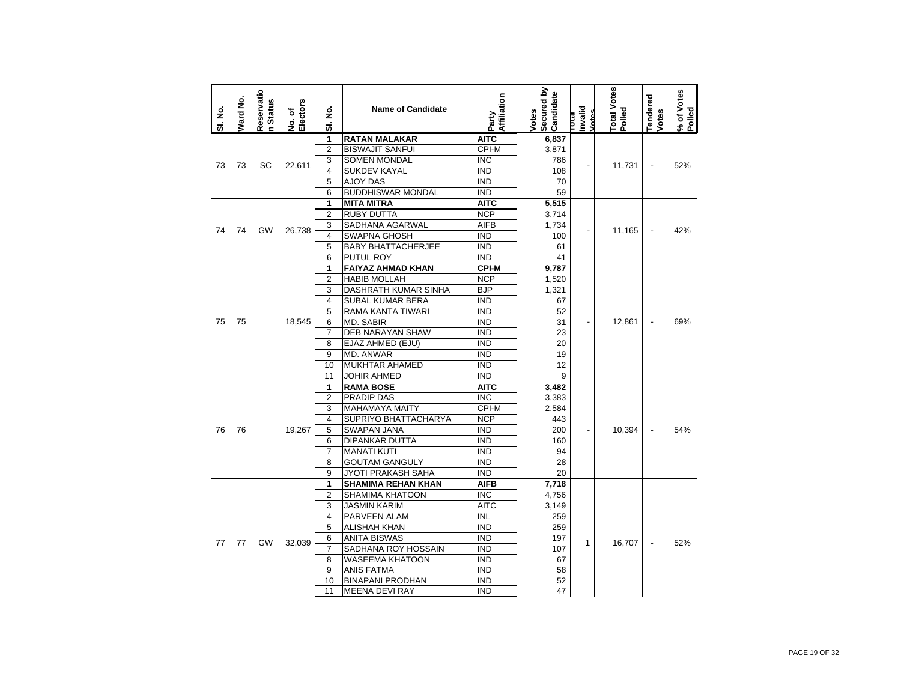| Sl. No. | Ward No. | Reservation Status | No. of Electors | Sl. No. | Name of Candidate | Party Affiliation | Votes Secured by Candidate | Total Invalid Votes | Total Votes Polled | Tendered Votes | % of Votes Polled |
|---|---|---|---|---|---|---|---|---|---|---|---|
| 73 | 73 | SC | 22,611 | 1 | **RATAN MALAKAR** | **AITC** | **6,837** | - | 11,731 | - | 52% |
| | | | | 2 | BISWAJIT SANFUI | CPI-M | 3,871 | | | | |
| | | | | 3 | SOMEN MONDAL | INC | 786 | | | | |
| | | | | 4 | SUKDEV KAYAL | IND | 108 | | | | |
| | | | | 5 | AJOY DAS | IND | 70 | | | | |
| | | | | 6 | BUDDHISWAR MONDAL | IND | 59 | | | | |
| 74 | 74 | GW | 26,738 | 1 | **MITA MITRA** | **AITC** | **5,515** | - | 11,165 | - | 42% |
| | | | | 2 | RUBY DUTTA | NCP | 3,714 | | | | |
| | | | | 3 | SADHANA AGARWAL | AIFB | 1,734 | | | | |
| | | | | 4 | SWAPNA GHOSH | IND | 100 | | | | |
| | | | | 5 | BABY BHATTACHERJEE | IND | 61 | | | | |
| | | | | 6 | PUTUL ROY | IND | 41 | | | | |
| 75 | 75 | | 18,545 | 1 | **FAIYAZ AHMAD KHAN** | **CPI-M** | **9,787** | - | 12,861 | - | 69% |
| | | | | 2 | HABIB MOLLAH | NCP | 1,520 | | | | |
| | | | | 3 | DASHRATH KUMAR SINHA | BJP | 1,321 | | | | |
| | | | | 4 | SUBAL KUMAR BERA | IND | 67 | | | | |
| | | | | 5 | RAMA KANTA TIWARI | IND | 52 | | | | |
| | | | | 6 | MD. SABIR | IND | 31 | | | | |
| | | | | 7 | DEB NARAYAN SHAW | IND | 23 | | | | |
| | | | | 8 | EJAZ AHMED (EJU) | IND | 20 | | | | |
| | | | | 9 | MD. ANWAR | IND | 19 | | | | |
| | | | | 10 | MUKHTAR AHAMED | IND | 12 | | | | |
| | | | | 11 | JOHIR AHMED | IND | 9 | | | | |
| 76 | 76 | | 19,267 | 1 | **RAMA BOSE** | **AITC** | **3,482** | - | 10,394 | - | 54% |
| | | | | 2 | PRADIP DAS | INC | 3,383 | | | | |
| | | | | 3 | MAHAMAYA MAITY | CPI-M | 2,584 | | | | |
| | | | | 4 | SUPRIYO BHATTACHARYA | NCP | 443 | | | | |
| | | | | 5 | SWAPAN JANA | IND | 200 | | | | |
| | | | | 6 | DIPANKAR DUTTA | IND | 160 | | | | |
| | | | | 7 | MANATI KUTI | IND | 94 | | | | |
| | | | | 8 | GOUTAM GANGULY | IND | 28 | | | | |
| | | | | 9 | JYOTI PRAKASH SAHA | IND | 20 | | | | |
| 77 | 77 | GW | 32,039 | 1 | **SHAMIMA REHAN KHAN** | **AIFB** | **7,718** | 1 | 16,707 | - | 52% |
| | | | | 2 | SHAMIMA KHATOON | INC | 4,756 | | | | |
| | | | | 3 | JASMIN KARIM | AITC | 3,149 | | | | |
| | | | | 4 | PARVEEN ALAM | INL | 259 | | | | |
| | | | | 5 | ALISHAH KHAN | IND | 259 | | | | |
| | | | | 6 | ANITA BISWAS | IND | 197 | | | | |
| | | | | 7 | SADHANA ROY HOSSAIN | IND | 107 | | | | |
| | | | | 8 | WASEEMA KHATOON | IND | 67 | | | | |
| | | | | 9 | ANIS FATMA | IND | 58 | | | | |
| | | | | 10 | BINAPANI PRODHAN | IND | 52 | | | | |
| | | | | 11 | MEENA DEVI RAY | IND | 47 | | | | |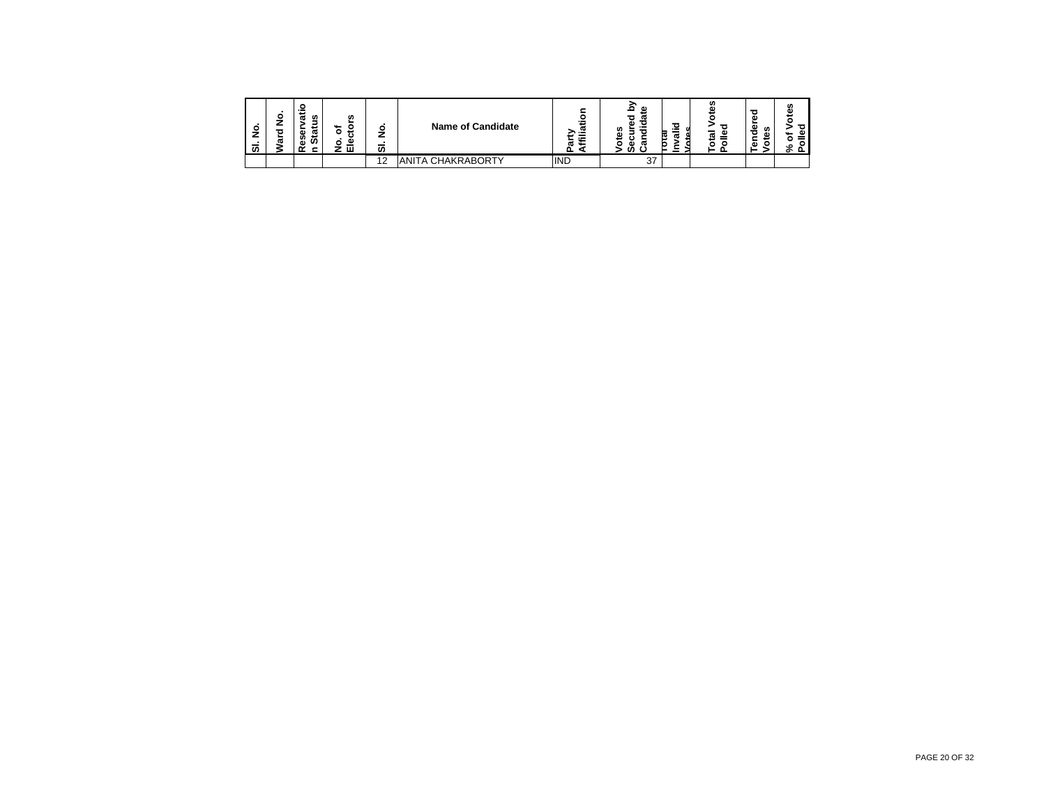| Sl. No. | Ward No. | Reservation Status | No. of Electors | Sl. No. | Name of Candidate | Party Affiliation | Votes Secured by Candidate | Total Invalid Votes | Total Votes Polled | Tendered Votes | % of Votes Polled |
|---|---|---|---|---|---|---|---|---|---|---|---|
| | | | | 12 | ANITA CHAKRABORTY | IND | 37 | | | | |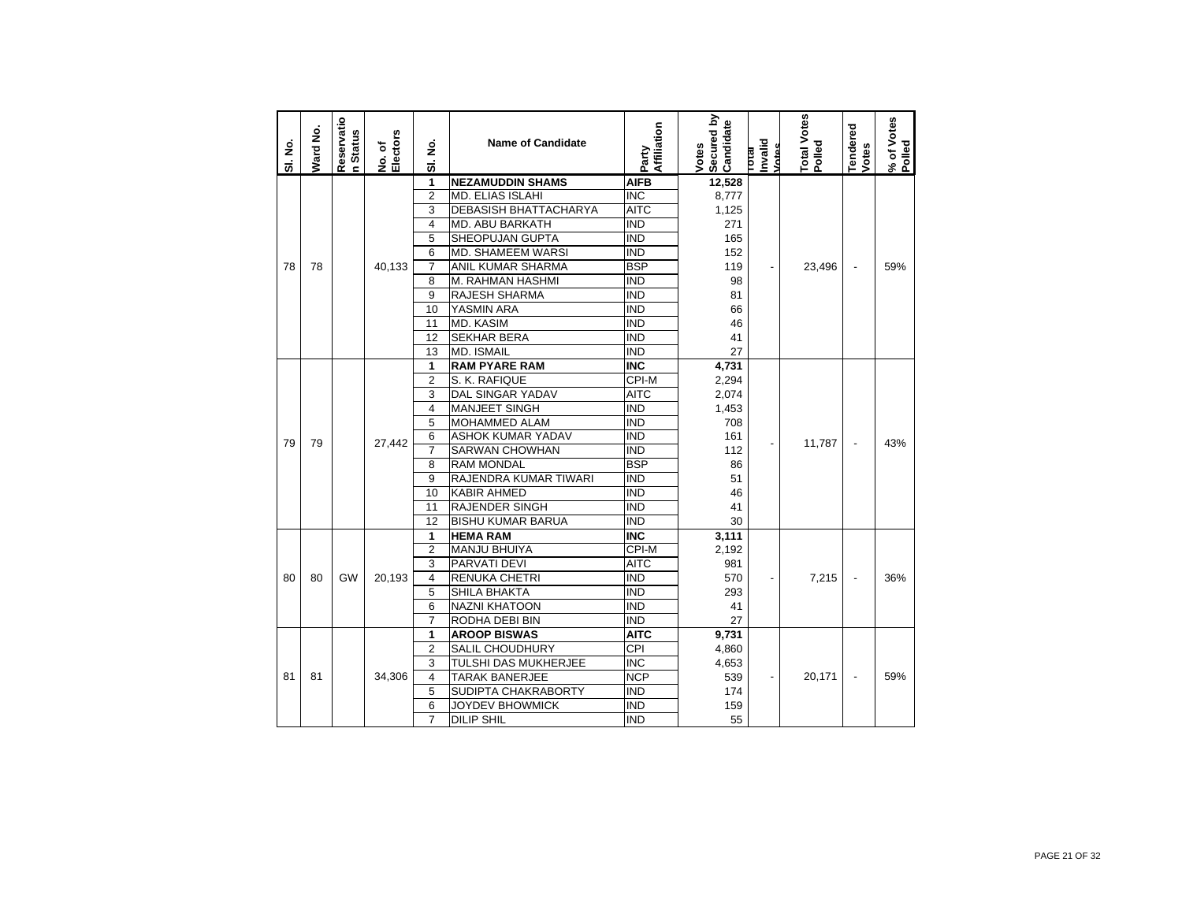| Sl. No. | Ward No. | Reservation Status | No. of Electors | Sl. No. | Name of Candidate | Party Affiliation | Votes Secured by Candidate | Total Invalid Votes | Total Votes Polled | Tendered Votes | % of Votes Polled |
|---|---|---|---|---|---|---|---|---|---|---|---|
| 78 | 78 | | 40,133 | 1 | **NEZAMUDDIN SHAMS** | **AIFB** | **12,528** | - | 23,496 | - | 59% |
| | | | | 2 | MD. ELIAS ISLAHI | INC | 8,777 | | | | |
| | | | | 3 | DEBASISH BHATTACHARYA | AITC | 1,125 | | | | |
| | | | | 4 | MD. ABU BARKATH | IND | 271 | | | | |
| | | | | 5 | SHEOPUJAN GUPTA | IND | 165 | | | | |
| | | | | 6 | MD. SHAMEEM WARSI | IND | 152 | | | | |
| | | | | 7 | ANIL KUMAR SHARMA | BSP | 119 | | | | |
| | | | | 8 | M. RAHMAN HASHMI | IND | 98 | | | | |
| | | | | 9 | RAJESH SHARMA | IND | 81 | | | | |
| | | | | 10 | YASMIN ARA | IND | 66 | | | | |
| | | | | 11 | MD. KASIM | IND | 46 | | | | |
| | | | | 12 | SEKHAR BERA | IND | 41 | | | | |
| | | | | 13 | MD. ISMAIL | IND | 27 | | | | |
| 79 | 79 | | 27,442 | 1 | **RAM PYARE RAM** | **INC** | **4,731** | - | 11,787 | - | 43% |
| | | | | 2 | S. K. RAFIQUE | CPI-M | 2,294 | | | | |
| | | | | 3 | DAL SINGAR YADAV | AITC | 2,074 | | | | |
| | | | | 4 | MANJEET SINGH | IND | 1,453 | | | | |
| | | | | 5 | MOHAMMED ALAM | IND | 708 | | | | |
| | | | | 6 | ASHOK KUMAR YADAV | IND | 161 | | | | |
| | | | | 7 | SARWAN CHOWHAN | IND | 112 | | | | |
| | | | | 8 | RAM MONDAL | BSP | 86 | | | | |
| | | | | 9 | RAJENDRA KUMAR TIWARI | IND | 51 | | | | |
| | | | | 10 | KABIR AHMED | IND | 46 | | | | |
| | | | | 11 | RAJENDER SINGH | IND | 41 | | | | |
| | | | | 12 | BISHU KUMAR BARUA | IND | 30 | | | | |
| 80 | 80 | GW | 20,193 | 1 | **HEMA RAM** | **INC** | **3,111** | - | 7,215 | - | 36% |
| | | | | 2 | MANJU BHUIYA | CPI-M | 2,192 | | | | |
| | | | | 3 | PARVATI DEVI | AITC | 981 | | | | |
| | | | | 4 | RENUKA CHETRI | IND | 570 | | | | |
| | | | | 5 | SHILA BHAKTA | IND | 293 | | | | |
| | | | | 6 | NAZNI KHATOON | IND | 41 | | | | |
| | | | | 7 | RODHA DEBI BIN | IND | 27 | | | | |
| 81 | 81 | | 34,306 | 1 | **AROOP BISWAS** | **AITC** | **9,731** | - | 20,171 | - | 59% |
| | | | | 2 | SALIL CHOUDHURY | CPI | 4,860 | | | | |
| | | | | 3 | TULSHI DAS MUKHERJEE | INC | 4,653 | | | | |
| | | | | 4 | TARAK BANERJEE | NCP | 539 | | | | |
| | | | | 5 | SUDIPTA CHAKRABORTY | IND | 174 | | | | |
| | | | | 6 | JOYDEV BHOWMICK | IND | 159 | | | | |
| | | | | 7 | DILIP SHIL | IND | 55 | | | | |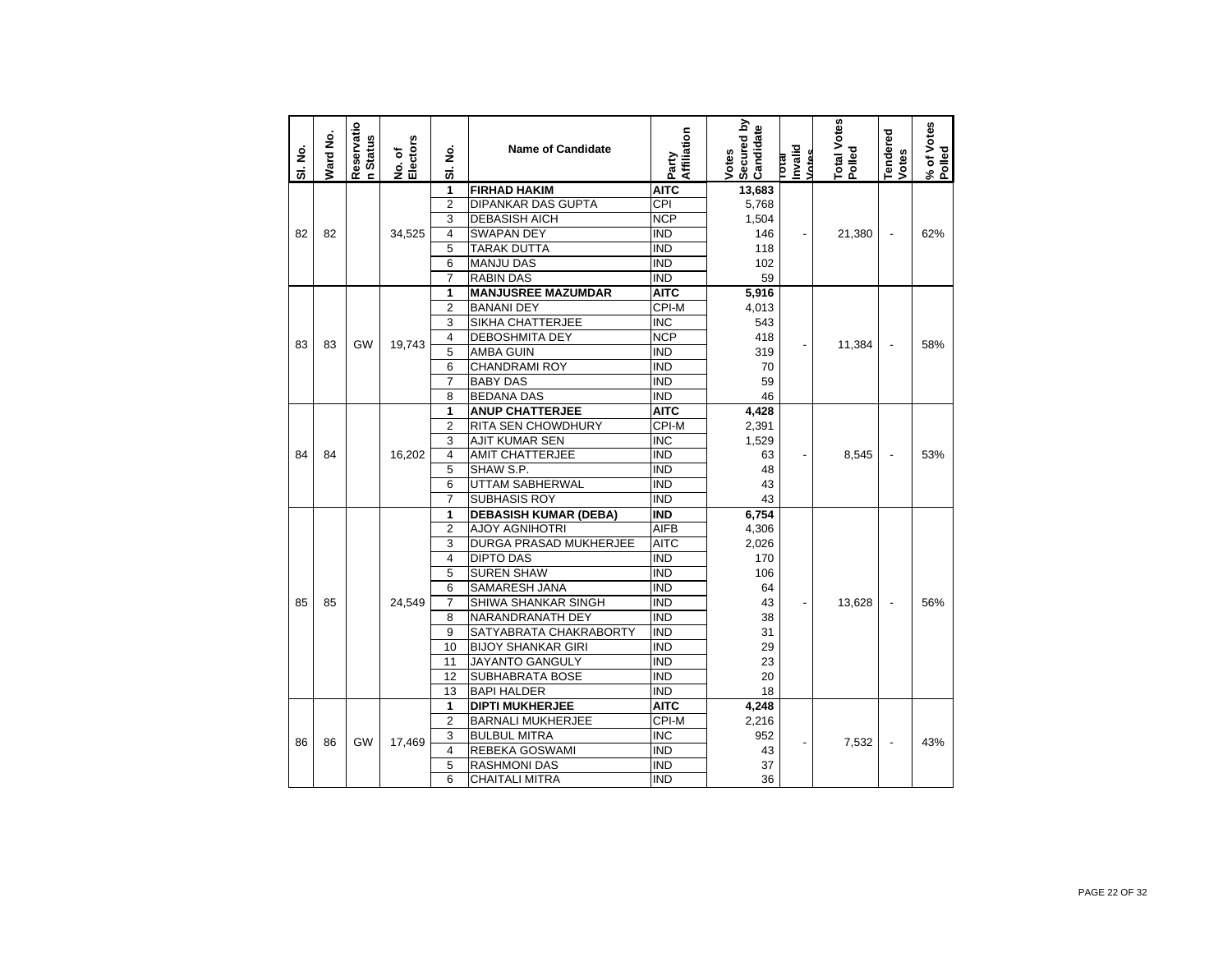| Sl. No. | Ward No. | Reservation Status | No. of Electors | Sl. No. | Name of Candidate | Party Affiliation | Votes Secured by Candidate | Total Invalid Votes | Total Votes Polled | Tendered Votes | % of Votes Polled |
|---|---|---|---|---|---|---|---|---|---|---|---|
| 82 | 82 | | 34,525 | 1 | **FIRHAD HAKIM** | **AITC** | **13,683** | - | 21,380 | - | 62% |
| | | | | 2 | DIPANKAR DAS GUPTA | CPI | 5,768 | | | | |
| | | | | 3 | DEBASISH AICH | NCP | 1,504 | | | | |
| | | | | 4 | SWAPAN DEY | IND | 146 | | | | |
| | | | | 5 | TARAK DUTTA | IND | 118 | | | | |
| | | | | 6 | MANJU DAS | IND | 102 | | | | |
| | | | | 7 | RABIN DAS | IND | 59 | | | | |
| 83 | 83 | GW | 19,743 | 1 | **MANJUSREE MAZUMDAR** | **AITC** | **5,916** | - | 11,384 | - | 58% |
| | | | | 2 | BANANI DEY | CPI-M | 4,013 | | | | |
| | | | | 3 | SIKHA CHATTERJEE | INC | 543 | | | | |
| | | | | 4 | DEBOSHMITA DEY | NCP | 418 | | | | |
| | | | | 5 | AMBA GUIN | IND | 319 | | | | |
| | | | | 6 | CHANDRAMI ROY | IND | 70 | | | | |
| | | | | 7 | BABY DAS | IND | 59 | | | | |
| | | | | 8 | BEDANA DAS | IND | 46 | | | | |
| 84 | 84 | | 16,202 | 1 | **ANUP CHATTERJEE** | **AITC** | **4,428** | - | 8,545 | - | 53% |
| | | | | 2 | RITA SEN CHOWDHURY | CPI-M | 2,391 | | | | |
| | | | | 3 | AJIT KUMAR SEN | INC | 1,529 | | | | |
| | | | | 4 | AMIT CHATTERJEE | IND | 63 | | | | |
| | | | | 5 | SHAW S.P. | IND | 48 | | | | |
| | | | | 6 | UTTAM SABHERWAL | IND | 43 | | | | |
| | | | | 7 | SUBHASIS ROY | IND | 43 | | | | |
| 85 | 85 | | 24,549 | 1 | **DEBASISH KUMAR (DEBA)** | **IND** | **6,754** | - | 13,628 | - | 56% |
| | | | | 2 | AJOY AGNIHOTRI | AIFB | 4,306 | | | | |
| | | | | 3 | DURGA PRASAD MUKHERJEE | AITC | 2,026 | | | | |
| | | | | 4 | DIPTO DAS | IND | 170 | | | | |
| | | | | 5 | SUREN SHAW | IND | 106 | | | | |
| | | | | 6 | SAMARESH JANA | IND | 64 | | | | |
| | | | | 7 | SHIWA SHANKAR SINGH | IND | 43 | | | | |
| | | | | 8 | NARANDRANATH DEY | IND | 38 | | | | |
| | | | | 9 | SATYABRATA CHAKRABORTY | IND | 31 | | | | |
| | | | | 10 | BIJOY SHANKAR GIRI | IND | 29 | | | | |
| | | | | 11 | JAYANTO GANGULY | IND | 23 | | | | |
| | | | | 12 | SUBHABRATA BOSE | IND | 20 | | | | |
| | | | | 13 | BAPI HALDER | IND | 18 | | | | |
| 86 | 86 | GW | 17,469 | 1 | **DIPTI MUKHERJEE** | **AITC** | **4,248** | - | 7,532 | - | 43% |
| | | | | 2 | BARNALI MUKHERJEE | CPI-M | 2,216 | | | | |
| | | | | 3 | BULBUL MITRA | INC | 952 | | | | |
| | | | | 4 | REBEKA GOSWAMI | IND | 43 | | | | |
| | | | | 5 | RASHMONI DAS | IND | 37 | | | | |
| | | | | 6 | CHAITALI MITRA | IND | 36 | | | | |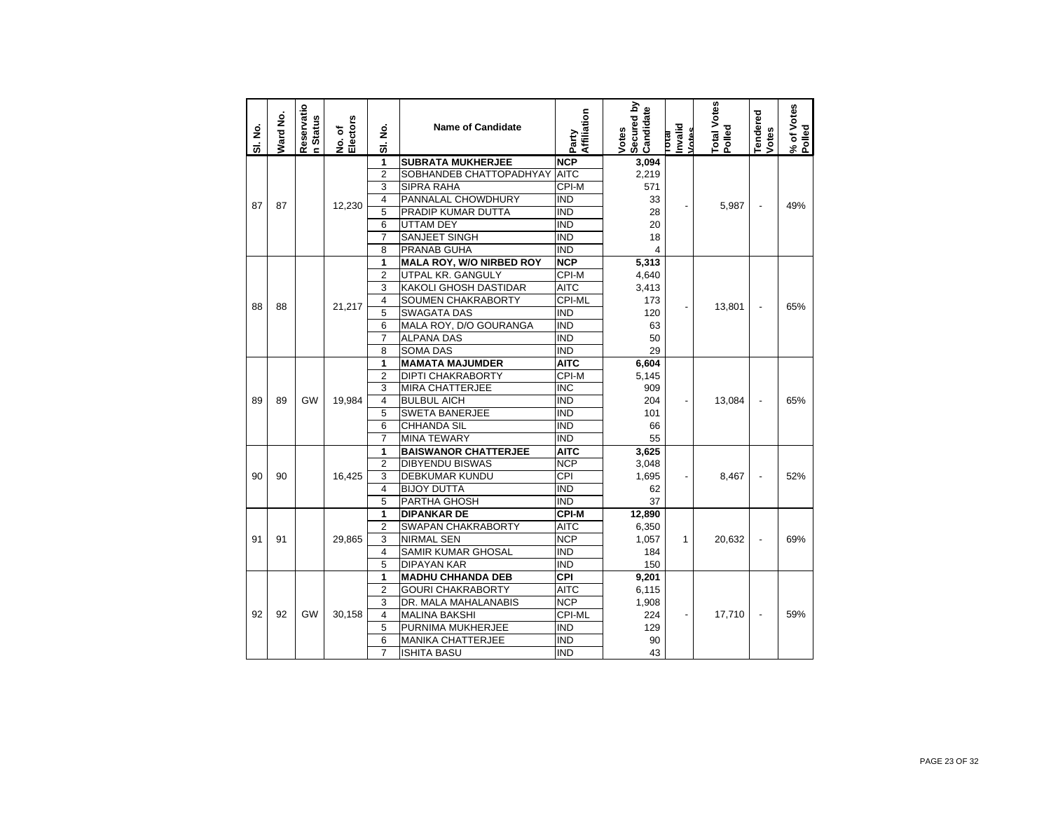| Sl. No. | Ward No. | Reservation Status | No. of Electors | Sl. No. | Name of Candidate | Party Affiliation | Votes Secured by Candidate | Total Invalid Votes | Total Votes Polled | Tendered Votes | % of Votes Polled |
|---|---|---|---|---|---|---|---|---|---|---|---|
| 87 | 87 | | 12,230 | **1** | **SUBRATA MUKHERJEE** | **NCP** | **3,094** | - | 5,987 | - | 49% |
| | | | | 2 | SOBHANDEB CHATTOPADHYAY | AITC | 2,219 | | | | |
| | | | | 3 | SIPRA RAHA | CPI-M | 571 | | | | |
| | | | | 4 | PANNALAL CHOWDHURY | IND | 33 | | | | |
| | | | | 5 | PRADIP KUMAR DUTTA | IND | 28 | | | | |
| | | | | 6 | UTTAM DEY | IND | 20 | | | | |
| | | | | 7 | SANJEET SINGH | IND | 18 | | | | |
| | | | | 8 | PRANAB GUHA | IND | 4 | | | | |
| 88 | 88 | | 21,217 | **1** | **MALA ROY, W/O NIRBED ROY** | **NCP** | **5,313** | - | 13,801 | - | 65% |
| | | | | 2 | UTPAL KR. GANGULY | CPI-M | 4,640 | | | | |
| | | | | 3 | KAKOLI GHOSH DASTIDAR | AITC | 3,413 | | | | |
| | | | | 4 | SOUMEN CHAKRABORTY | CPI-ML | 173 | | | | |
| | | | | 5 | SWAGATA DAS | IND | 120 | | | | |
| | | | | 6 | MALA ROY, D/O GOURANGA | IND | 63 | | | | |
| | | | | 7 | ALPANA DAS | IND | 50 | | | | |
| | | | | 8 | SOMA DAS | IND | 29 | | | | |
| 89 | 89 | GW | 19,984 | **1** | **MAMATA MAJUMDER** | **AITC** | **6,604** | - | 13,084 | - | 65% |
| | | | | 2 | DIPTI CHAKRABORTY | CPI-M | 5,145 | | | | |
| | | | | 3 | MIRA CHATTERJEE | INC | 909 | | | | |
| | | | | 4 | BULBUL AICH | IND | 204 | | | | |
| | | | | 5 | SWETA BANERJEE | IND | 101 | | | | |
| | | | | 6 | CHHANDA SIL | IND | 66 | | | | |
| | | | | 7 | MINA TEWARY | IND | 55 | | | | |
| 90 | 90 | | 16,425 | **1** | **BAISWANOR CHATTERJEE** | **AITC** | **3,625** | - | 8,467 | - | 52% |
| | | | | 2 | DIBYENDU BISWAS | NCP | 3,048 | | | | |
| | | | | 3 | DEBKUMAR KUNDU | CPI | 1,695 | | | | |
| | | | | 4 | BIJOY DUTTA | IND | 62 | | | | |
| | | | | 5 | PARTHA GHOSH | IND | 37 | | | | |
| 91 | 91 | | 29,865 | **1** | **DIPANKAR DE** | **CPI-M** | **12,890** | 1 | 20,632 | - | 69% |
| | | | | 2 | SWAPAN CHAKRABORTY | AITC | 6,350 | | | | |
| | | | | 3 | NIRMAL SEN | NCP | 1,057 | | | | |
| | | | | 4 | SAMIR KUMAR GHOSAL | IND | 184 | | | | |
| | | | | 5 | DIPAYAN KAR | IND | 150 | | | | |
| 92 | 92 | GW | 30,158 | **1** | **MADHU CHHANDA DEB** | **CPI** | **9,201** | - | 17,710 | - | 59% |
| | | | | 2 | GOURI CHAKRABORTY | AITC | 6,115 | | | | |
| | | | | 3 | DR. MALA MAHALANABIS | NCP | 1,908 | | | | |
| | | | | 4 | MALINA BAKSHI | CPI-ML | 224 | | | | |
| | | | | 5 | PURNIMA MUKHERJEE | IND | 129 | | | | |
| | | | | 6 | MANIKA CHATTERJEE | IND | 90 | | | | |
| | | | | 7 | ISHITA BASU | IND | 43 | | | | |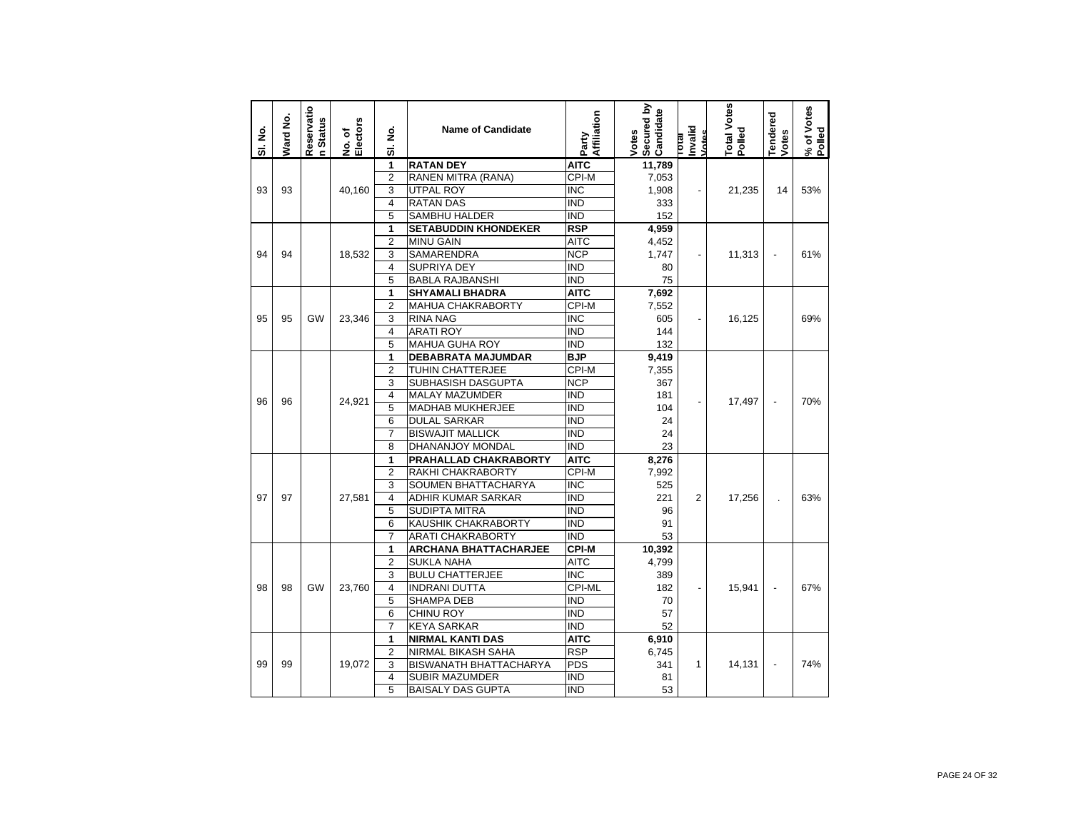| Sl. No. | Ward No. | Reservation Status | No. of Electors | Sl. No. | Name of Candidate | Party Affiliation | Votes Secured by Candidate | Total Invalid Votes | Total Votes Polled | Tendered Votes | % of Votes Polled |
|---|---|---|---|---|---|---|---|---|---|---|---|
| 93 | 93 | | 40,160 | **1** | **RATAN DEY** | **AITC** | **11,789** | - | 21,235 | 14 | 53% |
| | | | | 2 | RANEN MITRA (RANA) | CPI-M | 7,053 | | | | |
| | | | | 3 | UTPAL ROY | INC | 1,908 | | | | |
| | | | | 4 | RATAN DAS | IND | 333 | | | | |
| | | | | 5 | SAMBHU HALDER | IND | 152 | | | | |
| 94 | 94 | | 18,532 | **1** | **SETABUDDIN KHONDEKER** | **RSP** | **4,959** | - | 11,313 | - | 61% |
| | | | | 2 | MINU GAIN | AITC | 4,452 | | | | |
| | | | | 3 | SAMARENDRA | NCP | 1,747 | | | | |
| | | | | 4 | SUPRIYA DEY | IND | 80 | | | | |
| | | | | 5 | BABLA RAJBANSHI | IND | 75 | | | | |
| 95 | 95 | GW | 23,346 | **1** | **SHYAMALI BHADRA** | **AITC** | **7,692** | - | 16,125 | | 69% |
| | | | | 2 | MAHUA CHAKRABORTY | CPI-M | 7,552 | | | | |
| | | | | 3 | RINA NAG | INC | 605 | | | | |
| | | | | 4 | ARATI ROY | IND | 144 | | | | |
| | | | | 5 | MAHUA GUHA ROY | IND | 132 | | | | |
| 96 | 96 | | 24,921 | **1** | **DEBABRATA MAJUMDAR** | **BJP** | **9,419** | - | 17,497 | - | 70% |
| | | | | 2 | TUHIN CHATTERJEE | CPI-M | 7,355 | | | | |
| | | | | 3 | SUBHASISH DASGUPTA | NCP | 367 | | | | |
| | | | | 4 | MALAY MAZUMDER | IND | 181 | | | | |
| | | | | 5 | MADHAB MUKHERJEE | IND | 104 | | | | |
| | | | | 6 | DULAL SARKAR | IND | 24 | | | | |
| | | | | 7 | BISWAJIT MALLICK | IND | 24 | | | | |
| | | | | 8 | DHANANJOY MONDAL | IND | 23 | | | | |
| 97 | 97 | | 27,581 | **1** | **PRAHALLAD CHAKRABORTY** | **AITC** | **8,276** | 2 | 17,256 | . | 63% |
| | | | | 2 | RAKHI CHAKRABORTY | CPI-M | 7,992 | | | | |
| | | | | 3 | SOUMEN BHATTACHARYA | INC | 525 | | | | |
| | | | | 4 | ADHIR KUMAR SARKAR | IND | 221 | | | | |
| | | | | 5 | SUDIPTA MITRA | IND | 96 | | | | |
| | | | | 6 | KAUSHIK CHAKRABORTY | IND | 91 | | | | |
| | | | | 7 | ARATI CHAKRABORTY | IND | 53 | | | | |
| 98 | 98 | GW | 23,760 | **1** | **ARCHANA BHATTACHARJEE** | **CPI-M** | **10,392** | - | 15,941 | - | 67% |
| | | | | 2 | SUKLA NAHA | AITC | 4,799 | | | | |
| | | | | 3 | BULU CHATTERJEE | INC | 389 | | | | |
| | | | | 4 | INDRANI DUTTA | CPI-ML | 182 | | | | |
| | | | | 5 | SHAMPA DEB | IND | 70 | | | | |
| | | | | 6 | CHINU ROY | IND | 57 | | | | |
| | | | | 7 | KEYA SARKAR | IND | 52 | | | | |
| 99 | 99 | | 19,072 | **1** | **NIRMAL KANTI DAS** | **AITC** | **6,910** | 1 | 14,131 | - | 74% |
| | | | | 2 | NIRMAL BIKASH SAHA | RSP | 6,745 | | | | |
| | | | | 3 | BISWANATH BHATTACHARYA | PDS | 341 | | | | |
| | | | | 4 | SUBIR MAZUMDER | IND | 81 | | | | |
| | | | | 5 | BAISALY DAS GUPTA | IND | 53 | | | | |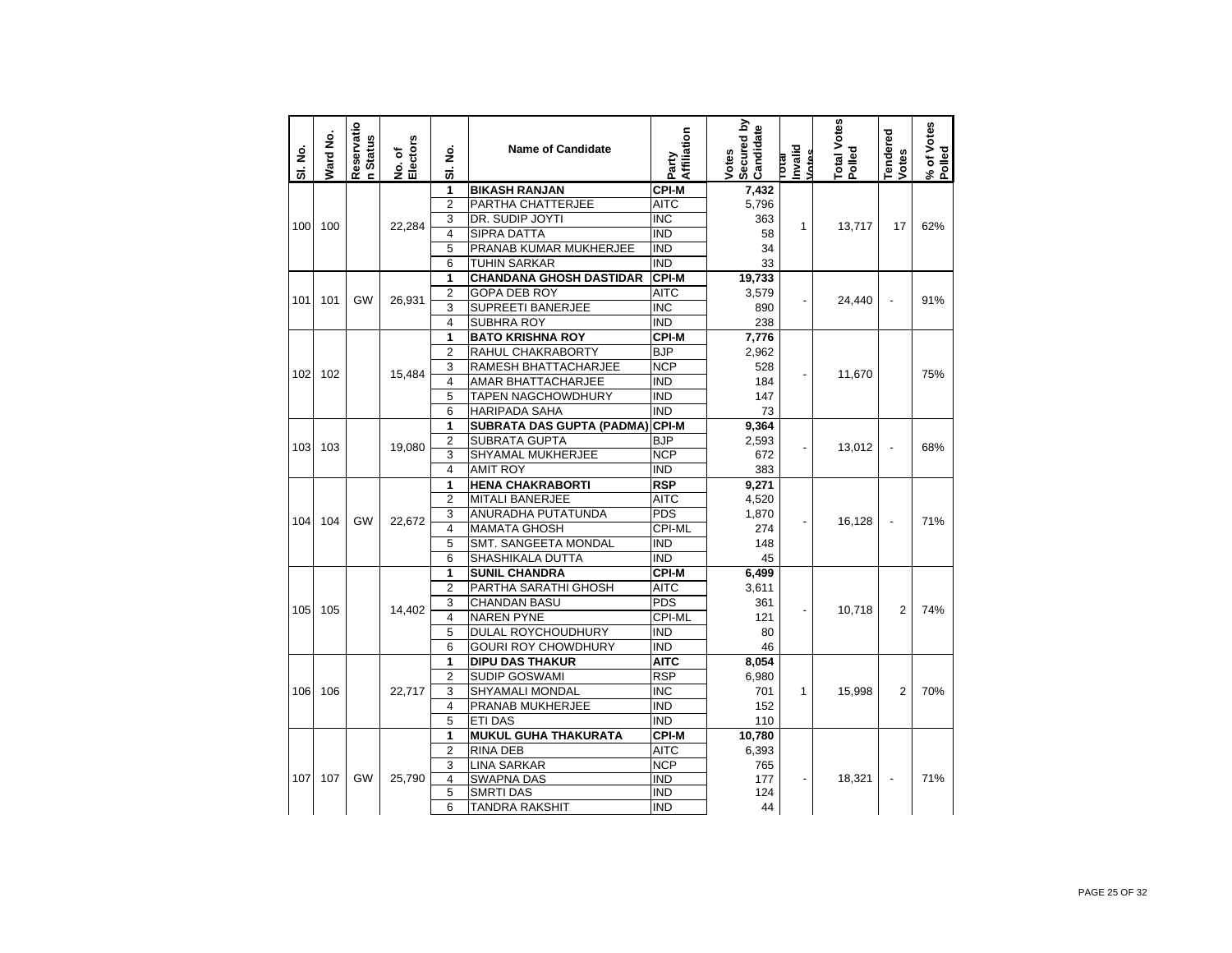| Sl. No. | Ward No. | Reservation Status | No. of Electors | Sl. No. | Name of Candidate | Party Affiliation | Votes Secured by Candidate | Total Invalid Votes | Total Votes Polled | Tendered Votes | % of Votes Polled |
|---|---|---|---|---|---|---|---|---|---|---|---|
| 100 | 100 | | 22,284 | 1 | **BIKASH RANJAN** | **CPI-M** | **7,432** | 1 | 13,717 | 17 | 62% |
| | | | | 2 | PARTHA CHATTERJEE | AITC | 5,796 | | | | |
| | | | | 3 | DR. SUDIP JOYTI | INC | 363 | | | | |
| | | | | 4 | SIPRA DATTA | IND | 58 | | | | |
| | | | | 5 | PRANAB KUMAR MUKHERJEE | IND | 34 | | | | |
| | | | | 6 | TUHIN SARKAR | IND | 33 | | | | |
| 101 | 101 | GW | 26,931 | 1 | **CHANDANA GHOSH DASTIDAR** | **CPI-M** | **19,733** | - | 24,440 | - | 91% |
| | | | | 2 | GOPA DEB ROY | AITC | 3,579 | | | | |
| | | | | 3 | SUPREETI BANERJEE | INC | 890 | | | | |
| | | | | 4 | SUBHRA ROY | IND | 238 | | | | |
| 102 | 102 | | 15,484 | 1 | **BATO KRISHNA ROY** | **CPI-M** | **7,776** | - | 11,670 | | 75% |
| | | | | 2 | RAHUL CHAKRABORTY | BJP | 2,962 | | | | |
| | | | | 3 | RAMESH BHATTACHARJEE | NCP | 528 | | | | |
| | | | | 4 | AMAR BHATTACHARJEE | IND | 184 | | | | |
| | | | | 5 | TAPEN NAGCHOWDHURY | IND | 147 | | | | |
| | | | | 6 | HARIPADA SAHA | IND | 73 | | | | |
| 103 | 103 | | 19,080 | 1 | **SUBRATA DAS GUPTA (PADMA)** | **CPI-M** | **9,364** | - | 13,012 | - | 68% |
| | | | | 2 | SUBRATA GUPTA | BJP | 2,593 | | | | |
| | | | | 3 | SHYAMAL MUKHERJEE | NCP | 672 | | | | |
| | | | | 4 | AMIT ROY | IND | 383 | | | | |
| 104 | 104 | GW | 22,672 | 1 | **HENA CHAKRABORTI** | **RSP** | **9,271** | - | 16,128 | - | 71% |
| | | | | 2 | MITALI BANERJEE | AITC | 4,520 | | | | |
| | | | | 3 | ANURADHA PUTATUNDA | PDS | 1,870 | | | | |
| | | | | 4 | MAMATA GHOSH | CPI-ML | 274 | | | | |
| | | | | 5 | SMT. SANGEETA MONDAL | IND | 148 | | | | |
| | | | | 6 | SHASHIKALA DUTTA | IND | 45 | | | | |
| 105 | 105 | | 14,402 | 1 | **SUNIL CHANDRA** | **CPI-M** | **6,499** | - | 10,718 | 2 | 74% |
| | | | | 2 | PARTHA SARATHI GHOSH | AITC | 3,611 | | | | |
| | | | | 3 | CHANDAN BASU | PDS | 361 | | | | |
| | | | | 4 | NAREN PYNE | CPI-ML | 121 | | | | |
| | | | | 5 | DULAL ROYCHOUDHURY | IND | 80 | | | | |
| | | | | 6 | GOURI ROY CHOWDHURY | IND | 46 | | | | |
| 106 | 106 | | 22,717 | 1 | **DIPU DAS THAKUR** | **AITC** | **8,054** | 1 | 15,998 | 2 | 70% |
| | | | | 2 | SUDIP GOSWAMI | RSP | 6,980 | | | | |
| | | | | 3 | SHYAMALI MONDAL | INC | 701 | | | | |
| | | | | 4 | PRANAB MUKHERJEE | IND | 152 | | | | |
| | | | | 5 | ETI DAS | IND | 110 | | | | |
| 107 | 107 | GW | 25,790 | 1 | **MUKUL GUHA THAKURATA** | **CPI-M** | **10,780** | - | 18,321 | - | 71% |
| | | | | 2 | RINA DEB | AITC | 6,393 | | | | |
| | | | | 3 | LINA SARKAR | NCP | 765 | | | | |
| | | | | 4 | SWAPNA DAS | IND | 177 | | | | |
| | | | | 5 | SMRTI DAS | IND | 124 | | | | |
| | | | | 6 | TANDRA RAKSHIT | IND | 44 | | | | |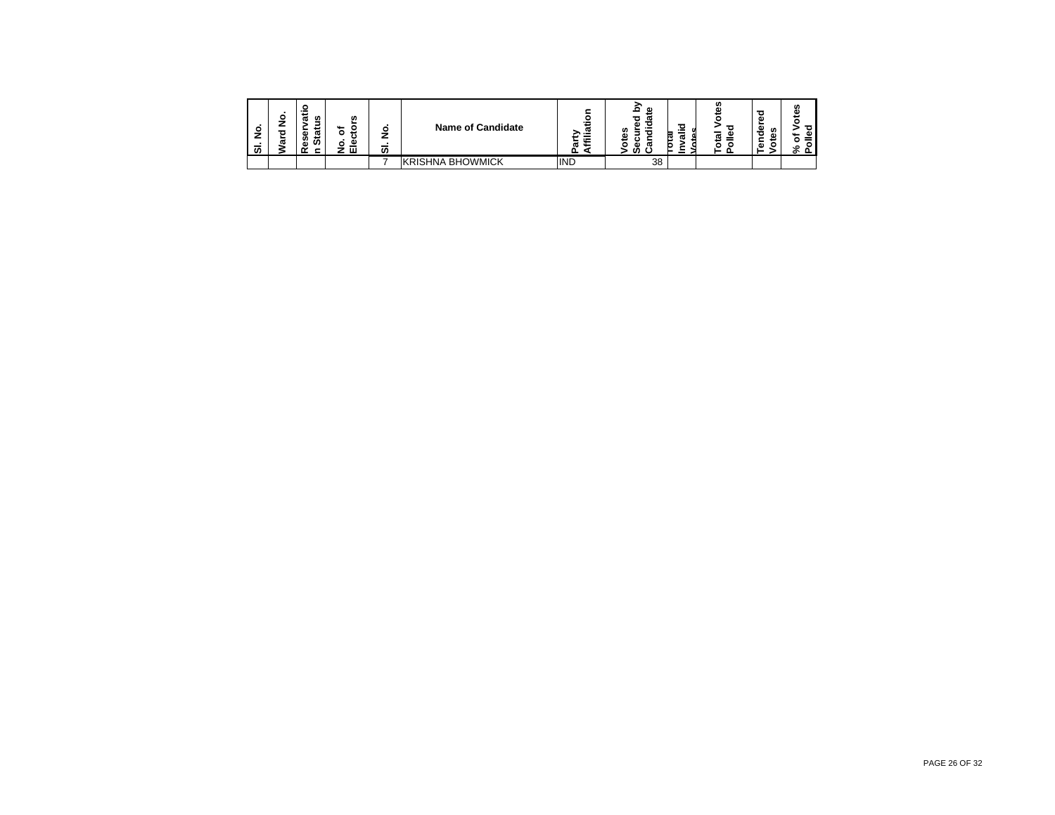| Sl. No. | Ward No. | Reservation Status | No. of Electors | Sl. No. | Name of Candidate | Party Affiliation | Votes Secured by Candidate | Total Invalid Votes | Total Votes Polled | Tendered Votes | % of Votes Polled |
|---|---|---|---|---|---|---|---|---|---|---|---|
| | | | | 7 | KRISHNA BHOWMICK | IND | 38 | | | | |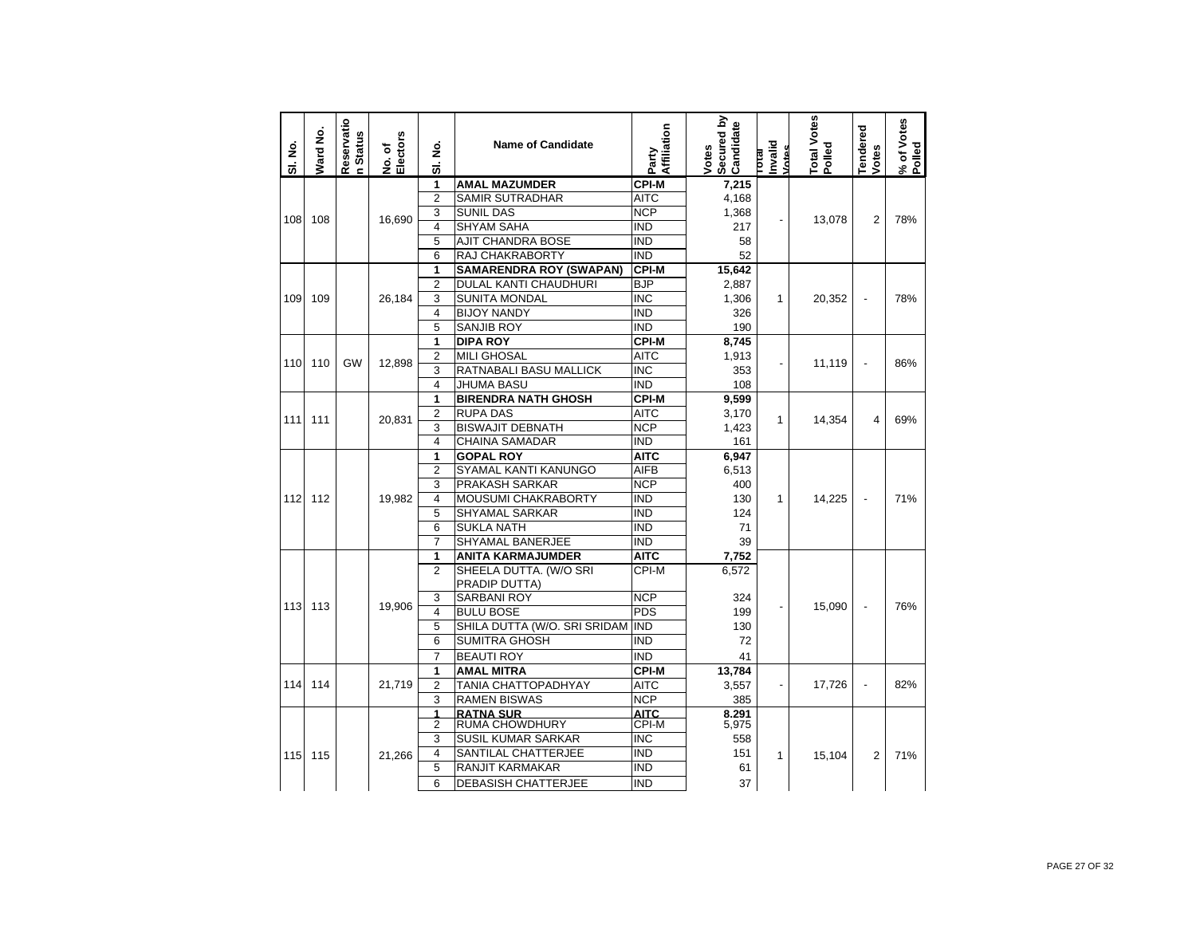| Sl. No. | Ward No. | Reservation Status | No. of Electors | Sl. No. | Name of Candidate | Party Affiliation | Votes Secured by Candidate | Total Invalid Votes | Total Votes Polled | Tendered Votes | % of Votes Polled |
|---|---|---|---|---|---|---|---|---|---|---|---|
| 108 | 108 | | 16,690 | 1 | **AMAL MAZUMDER** | **CPI-M** | **7,215** | - | 13,078 | 2 | 78% |
| | | | | 2 | SAMIR SUTRADHAR | AITC | 4,168 | | | | |
| | | | | 3 | SUNIL DAS | NCP | 1,368 | | | | |
| | | | | 4 | SHYAM SAHA | IND | 217 | | | | |
| | | | | 5 | AJIT CHANDRA BOSE | IND | 58 | | | | |
| | | | | 6 | RAJ CHAKRABORTY | IND | 52 | | | | |
| 109 | 109 | | 26,184 | 1 | **SAMARENDRA ROY (SWAPAN)** | **CPI-M** | **15,642** | 1 | 20,352 | - | 78% |
| | | | | 2 | DULAL KANTI CHAUDHURI | BJP | 2,887 | | | | |
| | | | | 3 | SUNITA MONDAL | INC | 1,306 | | | | |
| | | | | 4 | BIJOY NANDY | IND | 326 | | | | |
| | | | | 5 | SANJIB ROY | IND | 190 | | | | |
| 110 | 110 | GW | 12,898 | 1 | **DIPA ROY** | **CPI-M** | **8,745** | - | 11,119 | - | 86% |
| | | | | 2 | MILI GHOSAL | AITC | 1,913 | | | | |
| | | | | 3 | RATNABALI BASU MALLICK | INC | 353 | | | | |
| | | | | 4 | JHUMA BASU | IND | 108 | | | | |
| 111 | 111 | | 20,831 | 1 | **BIRENDRA NATH GHOSH** | **CPI-M** | **9,599** | 1 | 14,354 | 4 | 69% |
| | | | | 2 | RUPA DAS | AITC | 3,170 | | | | |
| | | | | 3 | BISWAJIT DEBNATH | NCP | 1,423 | | | | |
| | | | | 4 | CHAINA SAMADAR | IND | 161 | | | | |
| 112 | 112 | | 19,982 | 1 | **GOPAL ROY** | **AITC** | **6,947** | 1 | 14,225 | - | 71% |
| | | | | 2 | SYAMAL KANTI KANUNGO | AIFB | 6,513 | | | | |
| | | | | 3 | PRAKASH SARKAR | NCP | 400 | | | | |
| | | | | 4 | MOUSUMI CHAKRABORTY | IND | 130 | | | | |
| | | | | 5 | SHYAMAL SARKAR | IND | 124 | | | | |
| | | | | 6 | SUKLA NATH | IND | 71 | | | | |
| | | | | 7 | SHYAMAL BANERJEE | IND | 39 | | | | |
| 113 | 113 | | 19,906 | 1 | **ANITA KARMAJUMDER** | **AITC** | **7,752** | - | 15,090 | - | 76% |
| | | | | 2 | SHEELA DUTTA. (W/O SRI PRADIP DUTTA) | CPI-M | 6,572 | | | | |
| | | | | 3 | SARBANI ROY | NCP | 324 | | | | |
| | | | | 4 | BULU BOSE | PDS | 199 | | | | |
| | | | | 5 | SHILA DUTTA (W/O. SRI SRIDAM | IND | 130 | | | | |
| | | | | 6 | SUMITRA GHOSH | IND | 72 | | | | |
| | | | | 7 | BEAUTI ROY | IND | 41 | | | | |
| 114 | 114 | | 21,719 | 1 | **AMAL MITRA** | **CPI-M** | **13,784** | - | 17,726 | - | 82% |
| | | | | 2 | TANIA CHATTOPADHYAY | AITC | 3,557 | | | | |
| | | | | 3 | RAMEN BISWAS | NCP | 385 | | | | |
| 115 | 115 | | 21,266 | 1 | **RATNA SUR** | **AITC** | **8,291** | 1 | 15,104 | 2 | 71% |
| | | | | 2 | RUMA CHOWDHURY | CPI-M | 5,975 | | | | |
| | | | | 3 | SUSIL KUMAR SARKAR | INC | 558 | | | | |
| | | | | 4 | SANTILAL CHATTERJEE | IND | 151 | | | | |
| | | | | 5 | RANJIT KARMAKAR | IND | 61 | | | | |
| | | | | 6 | DEBASISH CHATTERJEE | IND | 37 | | | | |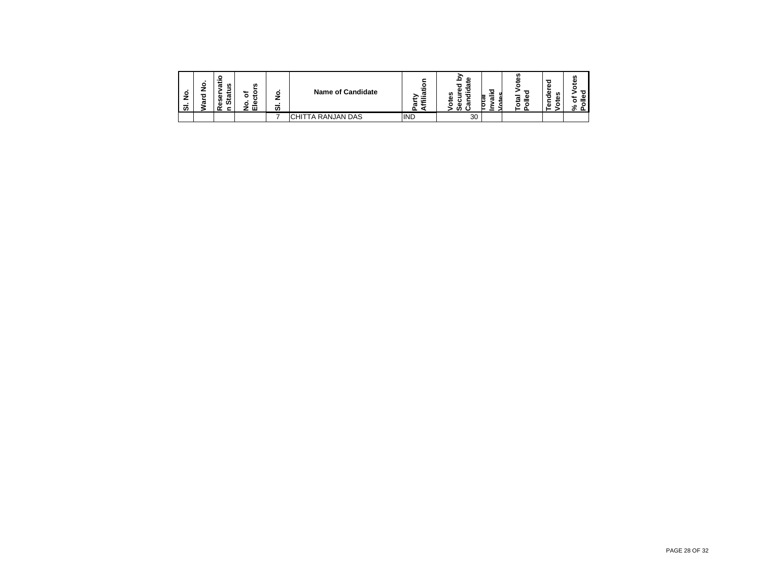| Sl. No. | Ward No. | Reservation Status | No. of Electors | Sl. No. | Name of Candidate | Party Affiliation | Votes Secured by Candidate | Total Invalid Votes | Total Votes Polled | Tendered Votes | % of Votes Polled |
|---|---|---|---|---|---|---|---|---|---|---|---|
| | | | | 7 | CHITTA RANJAN DAS | IND | 30 | | | | |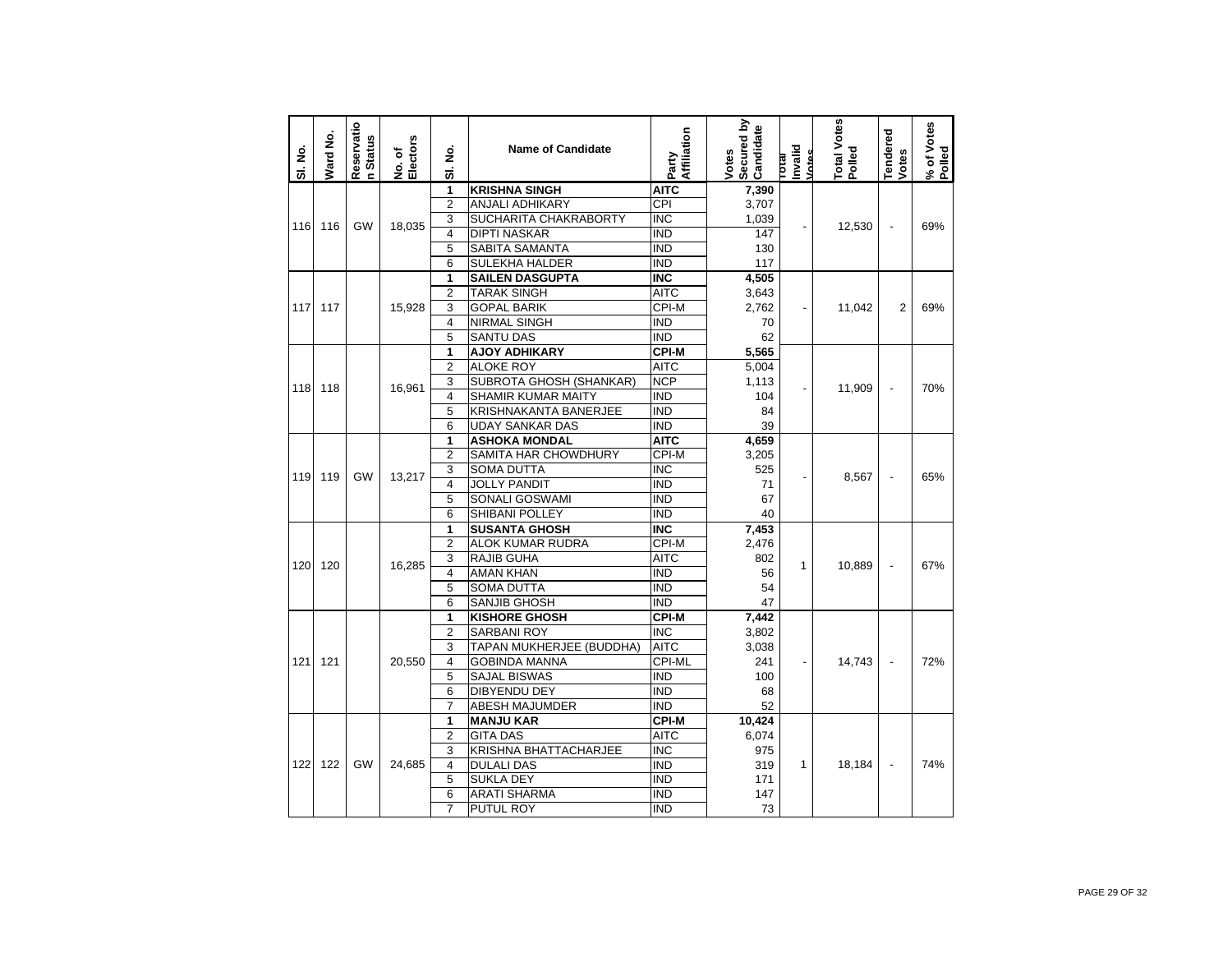| Sl. No. | Ward No. | Reservation Status | No. of Electors | Sl. No. | Name of Candidate | Party Affiliation | Votes Secured by Candidate | Total Invalid Votes | Total Votes Polled | Tendered Votes | % of Votes Polled |
|---|---|---|---|---|---|---|---|---|---|---|---|
| 116 | 116 | GW | 18,035 | 1 | **KRISHNA SINGH** | **AITC** | **7,390** | - | 12,530 | - | 69% |
| | | | | 2 | ANJALI ADHIKARY | CPI | 3,707 | | | | |
| | | | | 3 | SUCHARITA CHAKRABORTY | INC | 1,039 | | | | |
| | | | | 4 | DIPTI NASKAR | IND | 147 | | | | |
| | | | | 5 | SABITA SAMANTA | IND | 130 | | | | |
| | | | | 6 | SULEKHA HALDER | IND | 117 | | | | |
| 117 | 117 | | 15,928 | 1 | **SAILEN DASGUPTA** | **INC** | **4,505** | - | 11,042 | 2 | 69% |
| | | | | 2 | TARAK SINGH | AITC | 3,643 | | | | |
| | | | | 3 | GOPAL BARIK | CPI-M | 2,762 | | | | |
| | | | | 4 | NIRMAL SINGH | IND | 70 | | | | |
| | | | | 5 | SANTU DAS | IND | 62 | | | | |
| 118 | 118 | | 16,961 | 1 | **AJOY ADHIKARY** | **CPI-M** | **5,565** | - | 11,909 | - | 70% |
| | | | | 2 | ALOKE ROY | AITC | 5,004 | | | | |
| | | | | 3 | SUBROTA GHOSH (SHANKAR) | NCP | 1,113 | | | | |
| | | | | 4 | SHAMIR KUMAR MAITY | IND | 104 | | | | |
| | | | | 5 | KRISHNAKANTA BANERJEE | IND | 84 | | | | |
| | | | | 6 | UDAY SANKAR DAS | IND | 39 | | | | |
| 119 | 119 | GW | 13,217 | 1 | **ASHOKA MONDAL** | **AITC** | **4,659** | - | 8,567 | - | 65% |
| | | | | 2 | SAMITA HAR CHOWDHURY | CPI-M | 3,205 | | | | |
| | | | | 3 | SOMA DUTTA | INC | 525 | | | | |
| | | | | 4 | JOLLY PANDIT | IND | 71 | | | | |
| | | | | 5 | SONALI GOSWAMI | IND | 67 | | | | |
| | | | | 6 | SHIBANI POLLEY | IND | 40 | | | | |
| 120 | 120 | | 16,285 | 1 | **SUSANTA GHOSH** | **INC** | **7,453** | 1 | 10,889 | - | 67% |
| | | | | 2 | ALOK KUMAR RUDRA | CPI-M | 2,476 | | | | |
| | | | | 3 | RAJIB GUHA | AITC | 802 | | | | |
| | | | | 4 | AMAN KHAN | IND | 56 | | | | |
| | | | | 5 | SOMA DUTTA | IND | 54 | | | | |
| | | | | 6 | SANJIB GHOSH | IND | 47 | | | | |
| 121 | 121 | | 20,550 | 1 | **KISHORE GHOSH** | **CPI-M** | **7,442** | - | 14,743 | - | 72% |
| | | | | 2 | SARBANI ROY | INC | 3,802 | | | | |
| | | | | 3 | TAPAN MUKHERJEE (BUDDHA) | AITC | 3,038 | | | | |
| | | | | 4 | GOBINDA MANNA | CPI-ML | 241 | | | | |
| | | | | 5 | SAJAL BISWAS | IND | 100 | | | | |
| | | | | 6 | DIBYENDU DEY | IND | 68 | | | | |
| | | | | 7 | ABESH MAJUMDER | IND | 52 | | | | |
| 122 | 122 | GW | 24,685 | 1 | **MANJU KAR** | **CPI-M** | **10,424** | 1 | 18,184 | - | 74% |
| | | | | 2 | GITA DAS | AITC | 6,074 | | | | |
| | | | | 3 | KRISHNA BHATTACHARJEE | INC | 975 | | | | |
| | | | | 4 | DULALI DAS | IND | 319 | | | | |
| | | | | 5 | SUKLA DEY | IND | 171 | | | | |
| | | | | 6 | ARATI SHARMA | IND | 147 | | | | |
| | | | | 7 | PUTUL ROY | IND | 73 | | | | |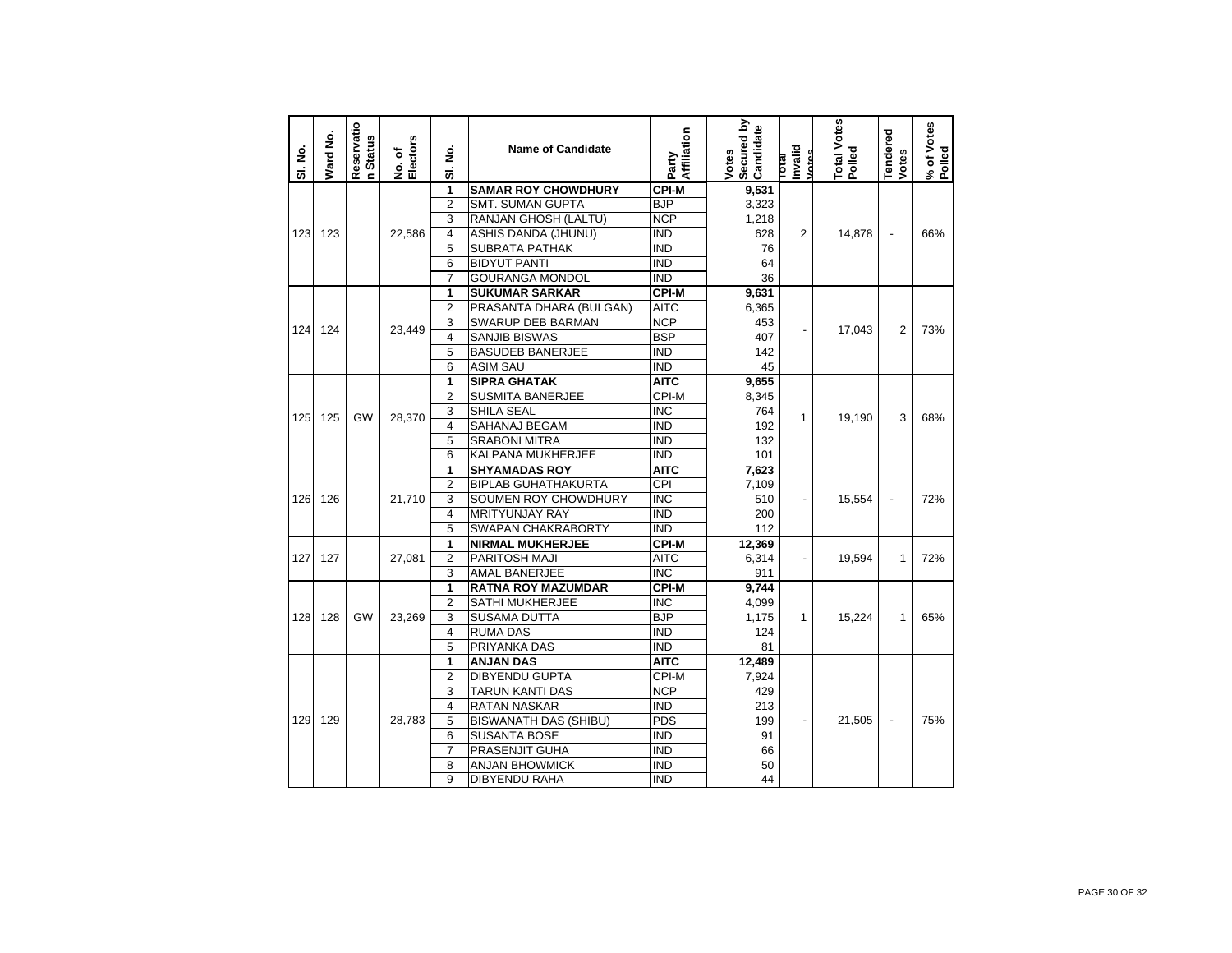| Sl. No. | Ward No. | Reservation Status | No. of Electors | Sl. No. | Name of Candidate | Party Affiliation | Votes Secured by Candidate | Total Invalid Votes | Total Votes Polled | Tendered Votes | % of Votes Polled |
|---|---|---|---|---|---|---|---|---|---|---|---|
| 123 | 123 | | 22,586 | **1** | **SAMAR ROY CHOWDHURY** | **CPI-M** | **9,531** | 2 | 14,878 | - | 66% |
| | | | | 2 | SMT. SUMAN GUPTA | BJP | 3,323 | | | | |
| | | | | 3 | RANJAN GHOSH (LALTU) | NCP | 1,218 | | | | |
| | | | | 4 | ASHIS DANDA (JHUNU) | IND | 628 | | | | |
| | | | | 5 | SUBRATA PATHAK | IND | 76 | | | | |
| | | | | 6 | BIDYUT PANTI | IND | 64 | | | | |
| | | | | 7 | GOURANGA MONDOL | IND | 36 | | | | |
| 124 | 124 | | 23,449 | **1** | **SUKUMAR SARKAR** | **CPI-M** | **9,631** | - | 17,043 | 2 | 73% |
| | | | | 2 | PRASANTA DHARA (BULGAN) | AITC | 6,365 | | | | |
| | | | | 3 | SWARUP DEB BARMAN | NCP | 453 | | | | |
| | | | | 4 | SANJIB BISWAS | BSP | 407 | | | | |
| | | | | 5 | BASUDEB BANERJEE | IND | 142 | | | | |
| | | | | 6 | ASIM SAU | IND | 45 | | | | |
| 125 | 125 | GW | 28,370 | **1** | **SIPRA GHATAK** | **AITC** | **9,655** | 1 | 19,190 | 3 | 68% |
| | | | | 2 | SUSMITA BANERJEE | CPI-M | 8,345 | | | | |
| | | | | 3 | SHILA SEAL | INC | 764 | | | | |
| | | | | 4 | SAHANAJ BEGAM | IND | 192 | | | | |
| | | | | 5 | SRABONI MITRA | IND | 132 | | | | |
| | | | | 6 | KALPANA MUKHERJEE | IND | 101 | | | | |
| 126 | 126 | | 21,710 | **1** | **SHYAMADAS ROY** | **AITC** | **7,623** | - | 15,554 | - | 72% |
| | | | | 2 | BIPLAB GUHATHAKURTA | CPI | 7,109 | | | | |
| | | | | 3 | SOUMEN ROY CHOWDHURY | INC | 510 | | | | |
| | | | | 4 | MRITYUNJAY RAY | IND | 200 | | | | |
| | | | | 5 | SWAPAN CHAKRABORTY | IND | 112 | | | | |
| 127 | 127 | | 27,081 | **1** | **NIRMAL MUKHERJEE** | **CPI-M** | **12,369** | - | 19,594 | 1 | 72% |
| | | | | 2 | PARITOSH MAJI | AITC | 6,314 | | | | |
| | | | | 3 | AMAL BANERJEE | INC | 911 | | | | |
| 128 | 128 | GW | 23,269 | **1** | **RATNA ROY MAZUMDAR** | **CPI-M** | **9,744** | 1 | 15,224 | 1 | 65% |
| | | | | 2 | SATHI MUKHERJEE | INC | 4,099 | | | | |
| | | | | 3 | SUSAMA DUTTA | BJP | 1,175 | | | | |
| | | | | 4 | RUMA DAS | IND | 124 | | | | |
| | | | | 5 | PRIYANKA DAS | IND | 81 | | | | |
| 129 | 129 | | 28,783 | **1** | **ANJAN DAS** | **AITC** | **12,489** | - | 21,505 | - | 75% |
| | | | | 2 | DIBYENDU GUPTA | CPI-M | 7,924 | | | | |
| | | | | 3 | TARUN KANTI DAS | NCP | 429 | | | | |
| | | | | 4 | RATAN NASKAR | IND | 213 | | | | |
| | | | | 5 | BISWANATH DAS (SHIBU) | PDS | 199 | | | | |
| | | | | 6 | SUSANTA BOSE | IND | 91 | | | | |
| | | | | 7 | PRASENJIT GUHA | IND | 66 | | | | |
| | | | | 8 | ANJAN BHOWMICK | IND | 50 | | | | |
| | | | | 9 | DIBYENDU RAHA | IND | 44 | | | | |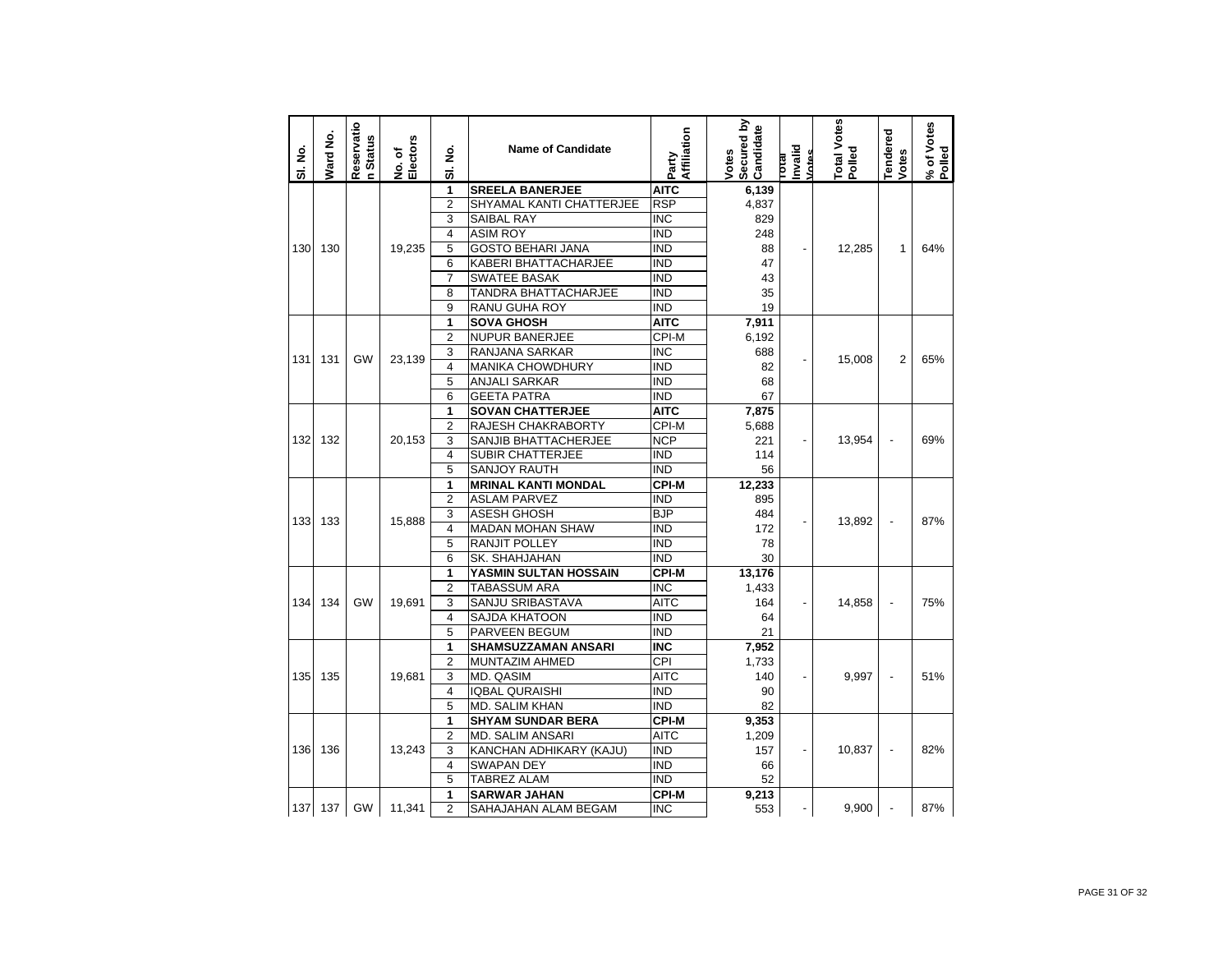| Sl. No. | Ward No. | Reservation Status | No. of Electors | Sl. No. | Name of Candidate | Party Affiliation | Votes Secured by Candidate | Total Invalid Votes | Total Votes Polled | Tendered Votes | % of Votes Polled |
|---|---|---|---|---|---|---|---|---|---|---|---|
| 130 | 130 | | 19,235 | 1 | **SREELA BANERJEE** | **AITC** | **6,139** | - | 12,285 | 1 | 64% |
| | | | | 2 | SHYAMAL KANTI CHATTERJEE | RSP | 4,837 | | | | |
| | | | | 3 | SAIBAL RAY | INC | 829 | | | | |
| | | | | 4 | ASIM ROY | IND | 248 | | | | |
| | | | | 5 | GOSTO BEHARI JANA | IND | 88 | | | | |
| | | | | 6 | KABERI BHATTACHARJEE | IND | 47 | | | | |
| | | | | 7 | SWATEE BASAK | IND | 43 | | | | |
| | | | | 8 | TANDRA BHATTACHARJEE | IND | 35 | | | | |
| | | | | 9 | RANU GUHA ROY | IND | 19 | | | | |
| 131 | 131 | GW | 23,139 | 1 | **SOVA GHOSH** | **AITC** | **7,911** | - | 15,008 | 2 | 65% |
| | | | | 2 | NUPUR BANERJEE | CPI-M | 6,192 | | | | |
| | | | | 3 | RANJANA SARKAR | INC | 688 | | | | |
| | | | | 4 | MANIKA CHOWDHURY | IND | 82 | | | | |
| | | | | 5 | ANJALI SARKAR | IND | 68 | | | | |
| | | | | 6 | GEETA PATRA | IND | 67 | | | | |
| 132 | 132 | | 20,153 | 1 | **SOVAN CHATTERJEE** | **AITC** | **7,875** | - | 13,954 | - | 69% |
| | | | | 2 | RAJESH CHAKRABORTY | CPI-M | 5,688 | | | | |
| | | | | 3 | SANJIB BHATTACHERJEE | NCP | 221 | | | | |
| | | | | 4 | SUBIR CHATTERJEE | IND | 114 | | | | |
| | | | | 5 | SANJOY RAUTH | IND | 56 | | | | |
| 133 | 133 | | 15,888 | 1 | **MRINAL KANTI MONDAL** | **CPI-M** | **12,233** | - | 13,892 | - | 87% |
| | | | | 2 | ASLAM PARVEZ | IND | 895 | | | | |
| | | | | 3 | ASESH GHOSH | BJP | 484 | | | | |
| | | | | 4 | MADAN MOHAN SHAW | IND | 172 | | | | |
| | | | | 5 | RANJIT POLLEY | IND | 78 | | | | |
| | | | | 6 | SK. SHAHJAHAN | IND | 30 | | | | |
| 134 | 134 | GW | 19,691 | 1 | **YASMIN SULTAN HOSSAIN** | **CPI-M** | **13,176** | - | 14,858 | - | 75% |
| | | | | 2 | TABASSUM ARA | INC | 1,433 | | | | |
| | | | | 3 | SANJU SRIBASTAVA | AITC | 164 | | | | |
| | | | | 4 | SAJDA KHATOON | IND | 64 | | | | |
| | | | | 5 | PARVEEN BEGUM | IND | 21 | | | | |
| 135 | 135 | | 19,681 | 1 | **SHAMSUZZAMAN ANSARI** | **INC** | **7,952** | - | 9,997 | - | 51% |
| | | | | 2 | MUNTAZIM AHMED | CPI | 1,733 | | | | |
| | | | | 3 | MD. QASIM | AITC | 140 | | | | |
| | | | | 4 | IQBAL QURAISHI | IND | 90 | | | | |
| | | | | 5 | MD. SALIM KHAN | IND | 82 | | | | |
| 136 | 136 | | 13,243 | 1 | **SHYAM SUNDAR BERA** | **CPI-M** | **9,353** | - | 10,837 | - | 82% |
| | | | | 2 | MD. SALIM ANSARI | AITC | 1,209 | | | | |
| | | | | 3 | KANCHAN ADHIKARY (KAJU) | IND | 157 | | | | |
| | | | | 4 | SWAPAN DEY | IND | 66 | | | | |
| | | | | 5 | TABREZ ALAM | IND | 52 | | | | |
| 137 | 137 | GW | 11,341 | 1 | **SARWAR JAHAN** | **CPI-M** | **9,213** | - | 9,900 | - | 87% |
| | | | | 2 | SAHAJAHAN ALAM BEGAM | INC | 553 | | | | |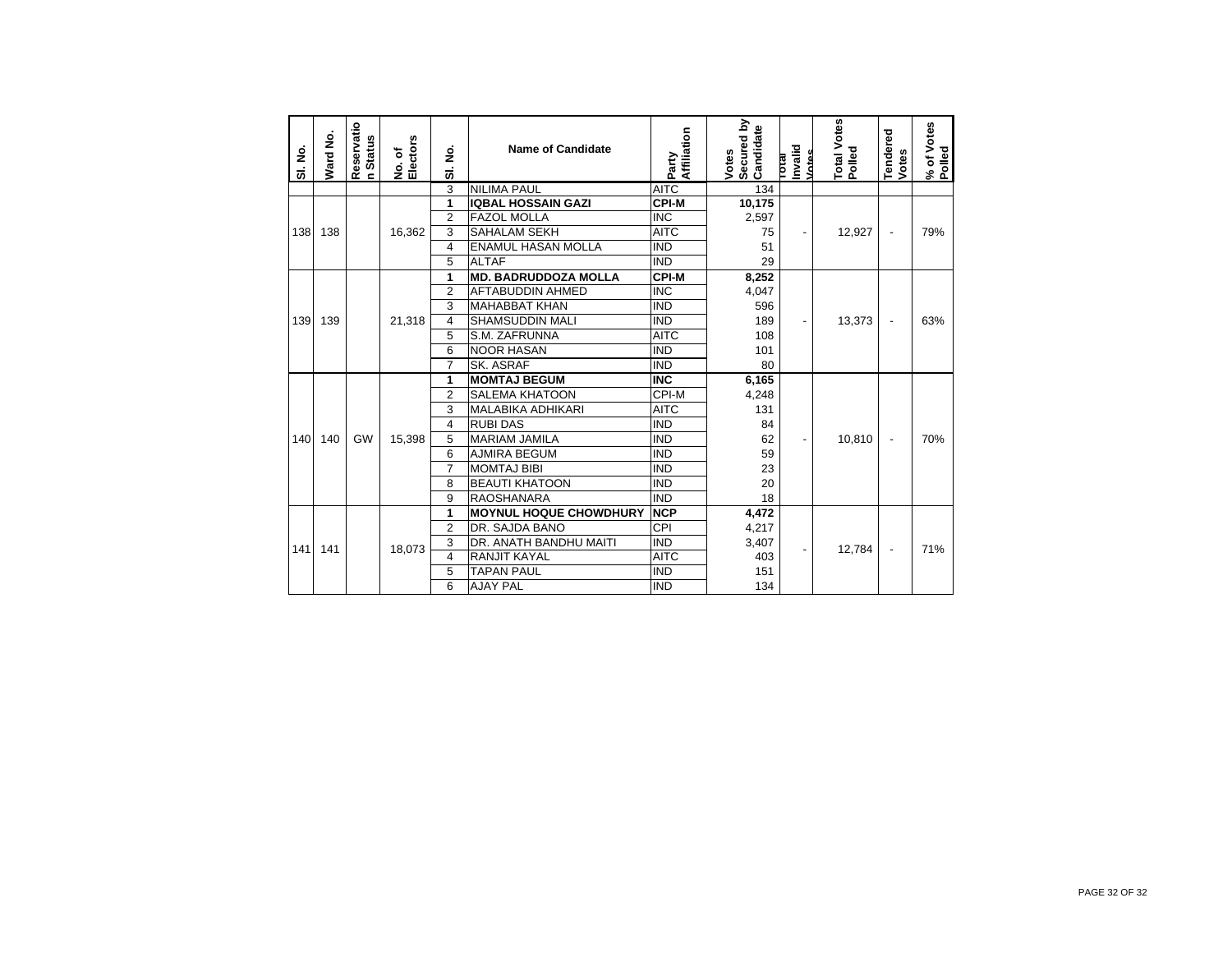| Sl. No. | Ward No. | Reservation Status | No. of Electors | Sl. No. | Name of Candidate | Party Affiliation | Votes Secured by Candidate | Total Invalid Votes | Total Votes Polled | Tendered Votes | % of Votes Polled |
|---|---|---|---|---|---|---|---|---|---|---|---|
| | | | | 3 | NILIMA PAUL | AITC | 134 | | | | |
| 138 | 138 | | 16,362 | 1 | **IQBAL HOSSAIN GAZI** | **CPI-M** | **10,175** | - | 12,927 | - | 79% |
| | | | | 2 | FAZOL MOLLA | INC | 2,597 | | | | |
| | | | | 3 | SAHALAM SEKH | AITC | 75 | | | | |
| | | | | 4 | ENAMUL HASAN MOLLA | IND | 51 | | | | |
| | | | | 5 | ALTAF | IND | 29 | | | | |
| 139 | 139 | | 21,318 | 1 | **MD. BADRUDDOZA MOLLA** | **CPI-M** | **8,252** | - | 13,373 | - | 63% |
| | | | | 2 | AFTABUDDIN AHMED | INC | 4,047 | | | | |
| | | | | 3 | MAHABBAT KHAN | IND | 596 | | | | |
| | | | | 4 | SHAMSUDDIN MALI | IND | 189 | | | | |
| | | | | 5 | S.M. ZAFRUNNA | AITC | 108 | | | | |
| | | | | 6 | NOOR HASAN | IND | 101 | | | | |
| | | | | 7 | SK. ASRAF | IND | 80 | | | | |
| 140 | 140 | GW | 15,398 | 1 | **MOMTAJ BEGUM** | **INC** | **6,165** | - | 10,810 | - | 70% |
| | | | | 2 | SALEMA KHATOON | CPI-M | 4,248 | | | | |
| | | | | 3 | MALABIKA ADHIKARI | AITC | 131 | | | | |
| | | | | 4 | RUBI DAS | IND | 84 | | | | |
| | | | | 5 | MARIAM JAMILA | IND | 62 | | | | |
| | | | | 6 | AJMIRA BEGUM | IND | 59 | | | | |
| | | | | 7 | MOMTAJ BIBI | IND | 23 | | | | |
| | | | | 8 | BEAUTI KHATOON | IND | 20 | | | | |
| | | | | 9 | RAOSHANARA | IND | 18 | | | | |
| 141 | 141 | | 18,073 | 1 | **MOYNUL HOQUE CHOWDHURY** | **NCP** | **4,472** | - | 12,784 | - | 71% |
| | | | | 2 | DR. SAJDA BANO | CPI | 4,217 | | | | |
| | | | | 3 | DR. ANATH BANDHU MAITI | IND | 3,407 | | | | |
| | | | | 4 | RANJIT KAYAL | AITC | 403 | | | | |
| | | | | 5 | TAPAN PAUL | IND | 151 | | | | |
| | | | | 6 | AJAY PAL | IND | 134 | | | | |